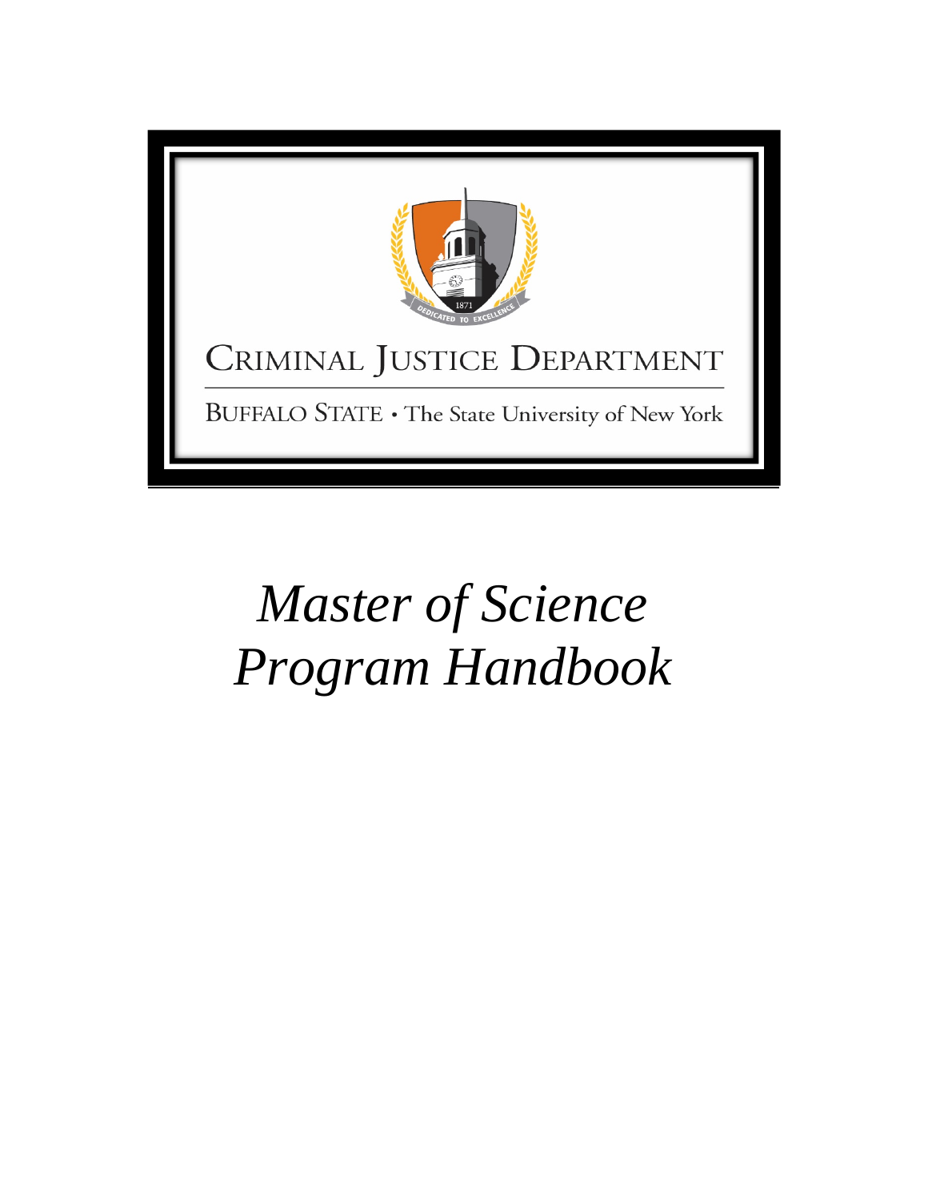1871

DEDICATED TO EXCELLENCE

CRIMINAL JUSTICE DEPARTMENT

BUFFALO STATE • The State University of New York

# *Master of Science Program Handbook*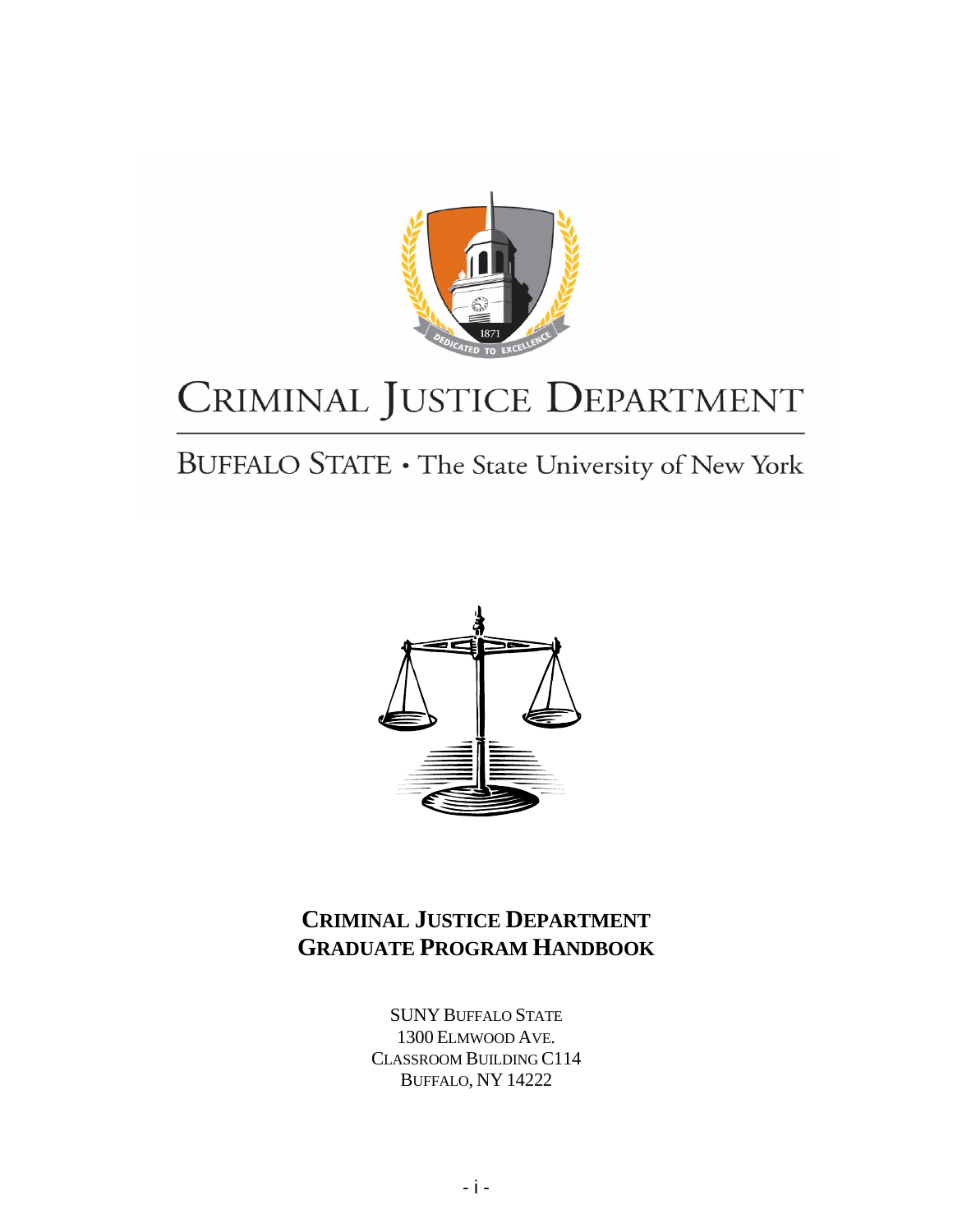# CRIMINAL JUSTICE DEPARTMENT

BUFFALO STATE • The State University of New York

## CRIMINAL JUSTICE DEPARTMENT GRADUATE PROGRAM HANDBOOK

SUNY BUFFALO STATE
1300 ELMWOOD AVE.
CLASSROOM BUILDING C114
BUFFALO, NY 14222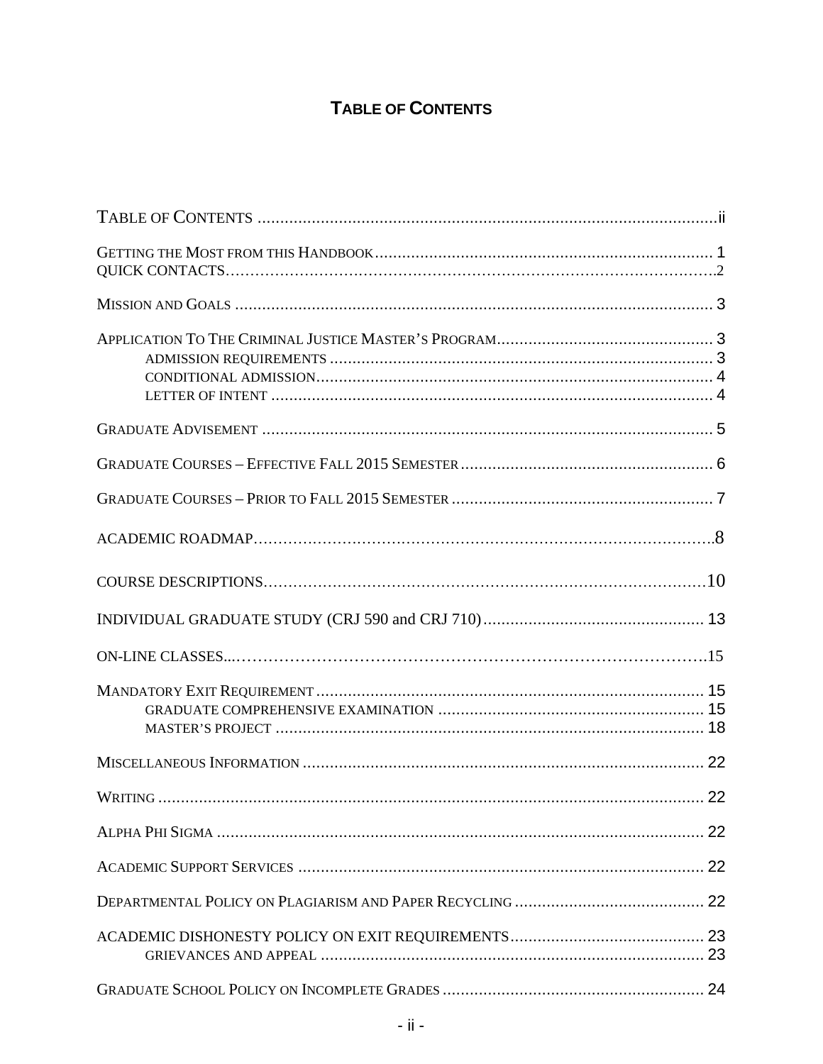# TABLE OF CONTENTS

TABLE OF CONTENTS ..................................................................................................ii

GETTING THE MOST FROM THIS HANDBOOK ........................................................................ 1
QUICK CONTACTS…………………………………………………………………………………….2

MISSION AND GOALS ........................................................................................................ 3

APPLICATION TO THE CRIMINAL JUSTICE MASTER'S PROGRAM ................................................ 3
- ADMISSION REQUIREMENTS ...................................................................................... 3
- CONDITIONAL ADMISSION.......................................................................................... 4
- LETTER OF INTENT ................................................................................................... 4

GRADUATE ADVISEMENT .................................................................................................. 5

GRADUATE COURSES – EFFECTIVE FALL 2015 SEMESTER ...................................................... 6

GRADUATE COURSES – PRIOR TO FALL 2015 SEMESTER ......................................................... 7

ACADEMIC ROADMAP…………………………………………………………………………….8

COURSE DESCRIPTIONS……………………………………………………………………………10

INDIVIDUAL GRADUATE STUDY (CRJ 590 and CRJ 710) ................................................ 13

ON-LINE CLASSES...……………………………………………………………………………….15

MANDATORY EXIT REQUIREMENT ..................................................................................... 15
- GRADUATE COMPREHENSIVE EXAMINATION ........................................................... 15
- MASTER'S PROJECT ................................................................................................ 18

MISCELLANEOUS INFORMATION ........................................................................................ 22

WRITING ....................................................................................................................... 22

ALPHA PHI SIGMA ........................................................................................................... 22

ACADEMIC SUPPORT SERVICES ......................................................................................... 22

DEPARTMENTAL POLICY ON PLAGIARISM AND PAPER RECYCLING .......................................... 22

ACADEMIC DISHONESTY POLICY ON EXIT REQUIREMENTS.......................................... 23
- GRIEVANCES AND APPEAL ...................................................................................... 23

GRADUATE SCHOOL POLICY ON INCOMPLETE GRADES ......................................................... 24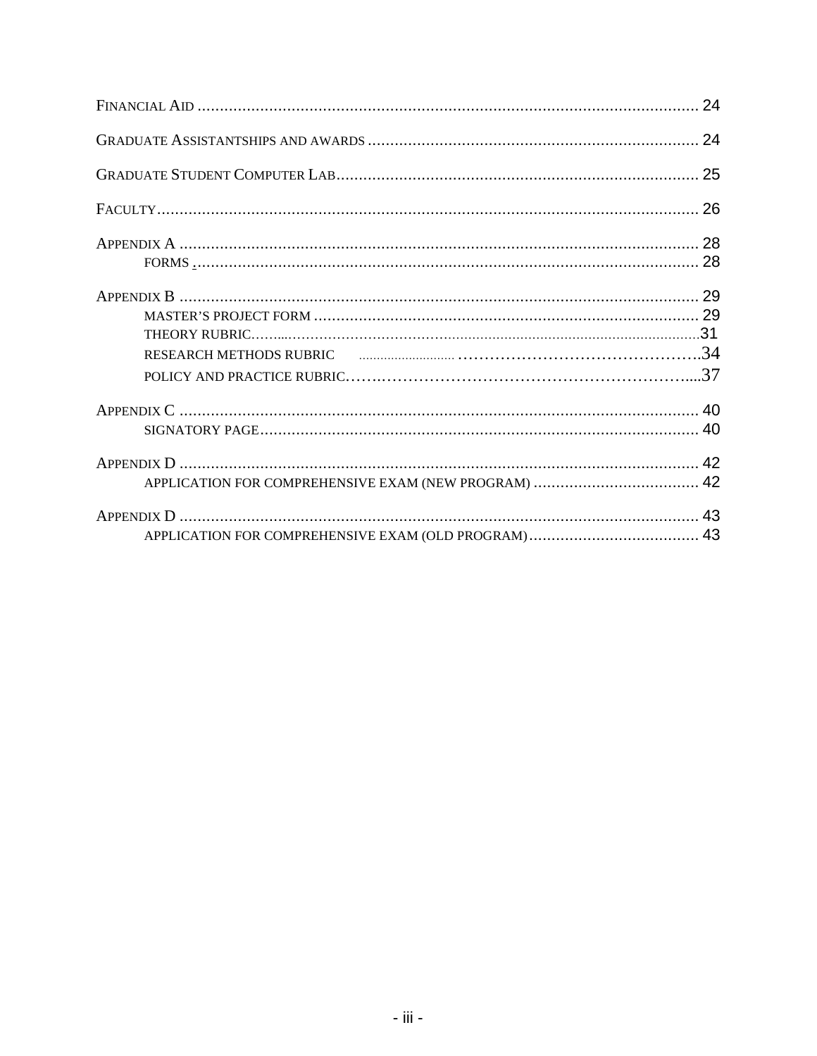FINANCIAL AID ........................................................................................................ 24

GRADUATE ASSISTANTSHIPS AND AWARDS ............................................................................ 24

GRADUATE STUDENT COMPUTER LAB........................................................................... 25

FACULTY................................................................................................................. 26

APPENDIX A ............................................................................................................ 28
- FORMS ............................................................................................................ 28

APPENDIX B ............................................................................................................ 29
- MASTER'S PROJECT FORM ................................................................................... 29
- THEORY RUBRIC........................................................................................................31
- RESEARCH METHODS RUBRIC ............................................................................34
- POLICY AND PRACTICE RUBRIC..........................................................................37

APPENDIX C ............................................................................................................ 40
- SIGNATORY PAGE.............................................................................................. 40

APPENDIX D ............................................................................................................ 42
- APPLICATION FOR COMPREHENSIVE EXAM (NEW PROGRAM) .................................... 42

APPENDIX D ............................................................................................................ 43
- APPLICATION FOR COMPREHENSIVE EXAM (OLD PROGRAM)..................................... 43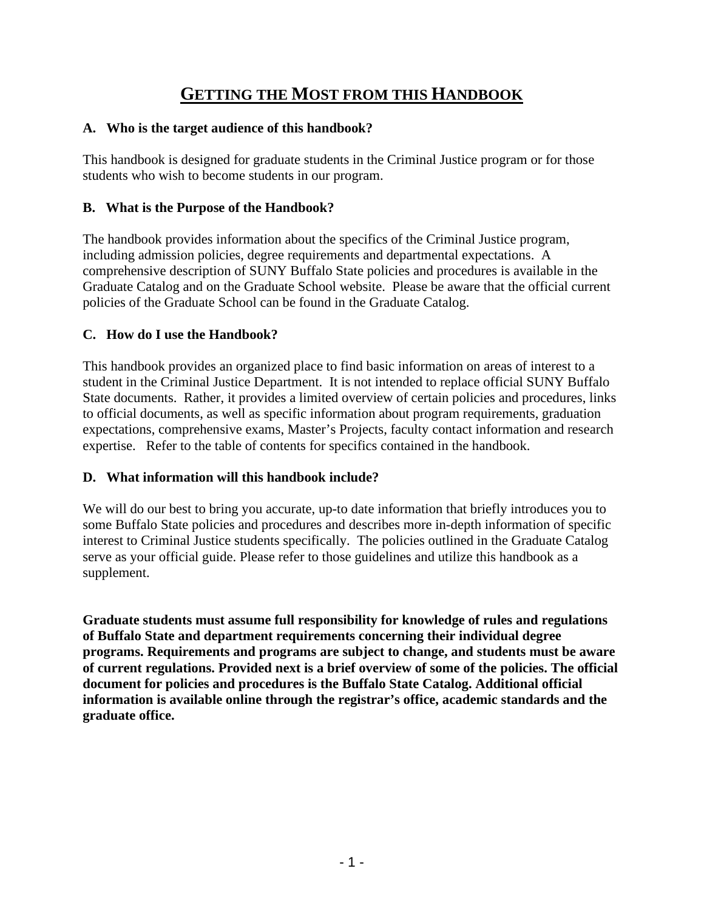# GETTING THE MOST FROM THIS HANDBOOK

### A. Who is the target audience of this handbook?

This handbook is designed for graduate students in the Criminal Justice program or for those students who wish to become students in our program.

### B. What is the Purpose of the Handbook?

The handbook provides information about the specifics of the Criminal Justice program, including admission policies, degree requirements and departmental expectations. A comprehensive description of SUNY Buffalo State policies and procedures is available in the Graduate Catalog and on the Graduate School website. Please be aware that the official current policies of the Graduate School can be found in the Graduate Catalog.

### C. How do I use the Handbook?

This handbook provides an organized place to find basic information on areas of interest to a student in the Criminal Justice Department. It is not intended to replace official SUNY Buffalo State documents. Rather, it provides a limited overview of certain policies and procedures, links to official documents, as well as specific information about program requirements, graduation expectations, comprehensive exams, Master's Projects, faculty contact information and research expertise. Refer to the table of contents for specifics contained in the handbook.

### D. What information will this handbook include?

We will do our best to bring you accurate, up-to date information that briefly introduces you to some Buffalo State policies and procedures and describes more in-depth information of specific interest to Criminal Justice students specifically. The policies outlined in the Graduate Catalog serve as your official guide. Please refer to those guidelines and utilize this handbook as a supplement.

**Graduate students must assume full responsibility for knowledge of rules and regulations of Buffalo State and department requirements concerning their individual degree programs. Requirements and programs are subject to change, and students must be aware of current regulations. Provided next is a brief overview of some of the policies. The official document for policies and procedures is the Buffalo State Catalog. Additional official information is available online through the registrar's office, academic standards and the graduate office.**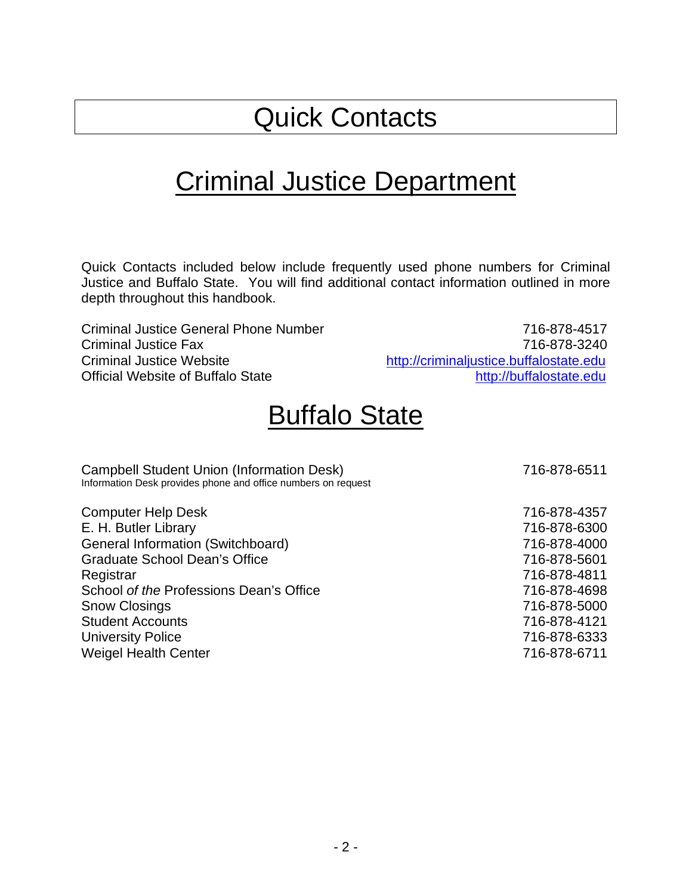# Quick Contacts

## Criminal Justice Department

Quick Contacts included below include frequently used phone numbers for Criminal Justice and Buffalo State. You will find additional contact information outlined in more depth throughout this handbook.

| | |
|---|---|
| Criminal Justice General Phone Number | 716-878-4517 |
| Criminal Justice Fax | 716-878-3240 |
| Criminal Justice Website | http://criminaljustice.buffalostate.edu |
| Official Website of Buffalo State | http://buffalostate.edu |

## Buffalo State

| | |
|---|---|
| Campbell Student Union (Information Desk)<br>Information Desk provides phone and office numbers on request | 716-878-6511 |
| Computer Help Desk | 716-878-4357 |
| E. H. Butler Library | 716-878-6300 |
| General Information (Switchboard) | 716-878-4000 |
| Graduate School Dean's Office | 716-878-5601 |
| Registrar | 716-878-4811 |
| School *of the* Professions Dean's Office | 716-878-4698 |
| Snow Closings | 716-878-5000 |
| Student Accounts | 716-878-4121 |
| University Police | 716-878-6333 |
| Weigel Health Center | 716-878-6711 |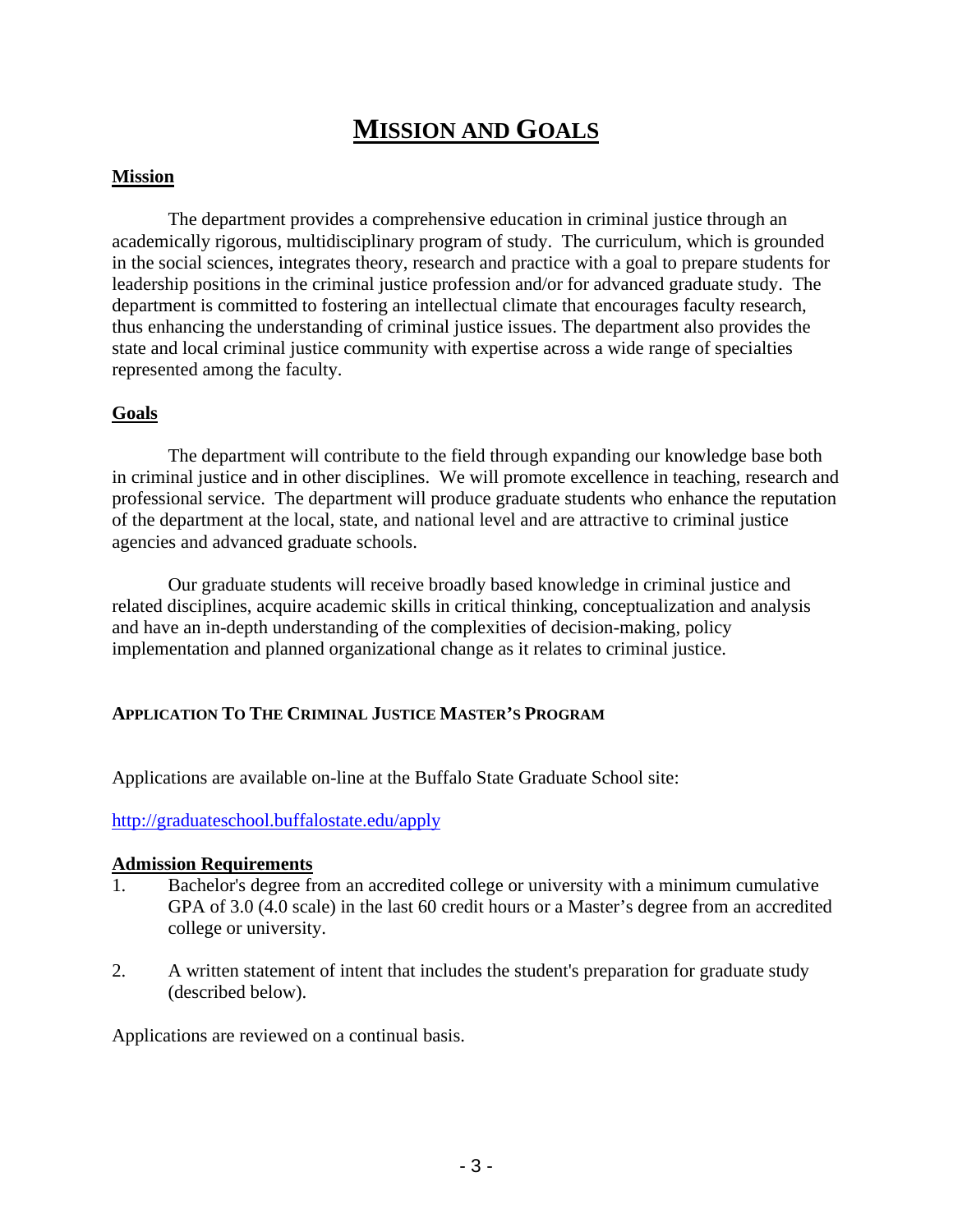# MISSION AND GOALS

## Mission

The department provides a comprehensive education in criminal justice through an academically rigorous, multidisciplinary program of study. The curriculum, which is grounded in the social sciences, integrates theory, research and practice with a goal to prepare students for leadership positions in the criminal justice profession and/or for advanced graduate study. The department is committed to fostering an intellectual climate that encourages faculty research, thus enhancing the understanding of criminal justice issues. The department also provides the state and local criminal justice community with expertise across a wide range of specialties represented among the faculty.

## Goals

The department will contribute to the field through expanding our knowledge base both in criminal justice and in other disciplines. We will promote excellence in teaching, research and professional service. The department will produce graduate students who enhance the reputation of the department at the local, state, and national level and are attractive to criminal justice agencies and advanced graduate schools.

Our graduate students will receive broadly based knowledge in criminal justice and related disciplines, acquire academic skills in critical thinking, conceptualization and analysis and have an in-depth understanding of the complexities of decision-making, policy implementation and planned organizational change as it relates to criminal justice.

### APPLICATION TO THE CRIMINAL JUSTICE MASTER'S PROGRAM

Applications are available on-line at the Buffalo State Graduate School site:

http://graduateschool.buffalostate.edu/apply

**Admission Requirements**

1. Bachelor's degree from an accredited college or university with a minimum cumulative GPA of 3.0 (4.0 scale) in the last 60 credit hours or a Master's degree from an accredited college or university.

2. A written statement of intent that includes the student's preparation for graduate study (described below).

Applications are reviewed on a continual basis.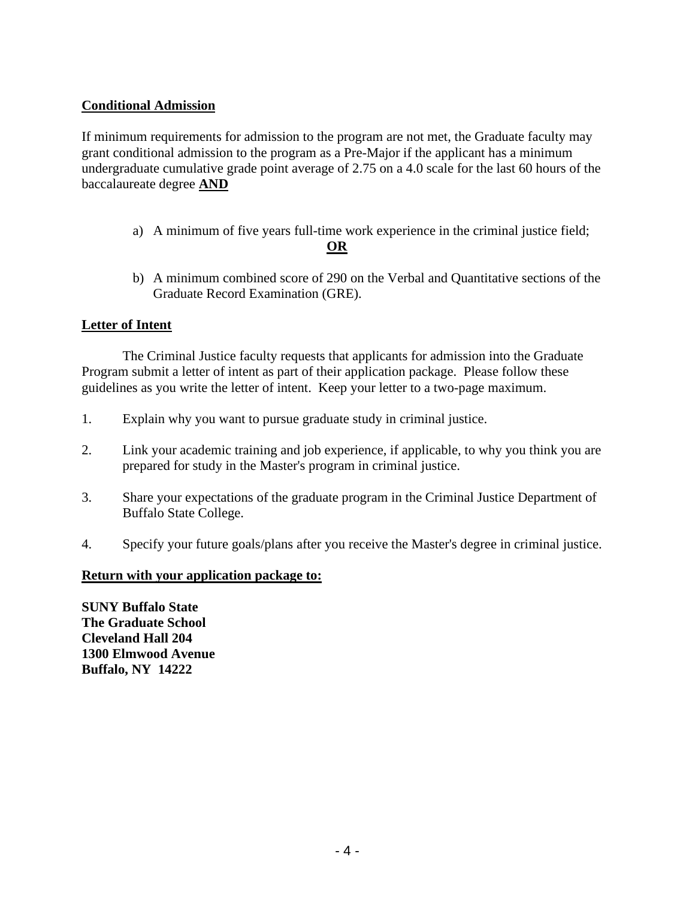**Conditional Admission**

If minimum requirements for admission to the program are not met, the Graduate faculty may grant conditional admission to the program as a Pre-Major if the applicant has a minimum undergraduate cumulative grade point average of 2.75 on a 4.0 scale for the last 60 hours of the baccalaureate degree **AND**

a) A minimum of five years full-time work experience in the criminal justice field;

**OR**

b) A minimum combined score of 290 on the Verbal and Quantitative sections of the Graduate Record Examination (GRE).

**Letter of Intent**

The Criminal Justice faculty requests that applicants for admission into the Graduate Program submit a letter of intent as part of their application package. Please follow these guidelines as you write the letter of intent. Keep your letter to a two-page maximum.

1. Explain why you want to pursue graduate study in criminal justice.
2. Link your academic training and job experience, if applicable, to why you think you are prepared for study in the Master's program in criminal justice.
3. Share your expectations of the graduate program in the Criminal Justice Department of Buffalo State College.
4. Specify your future goals/plans after you receive the Master's degree in criminal justice.

**Return with your application package to:**

**SUNY Buffalo State**
**The Graduate School**
**Cleveland Hall 204**
**1300 Elmwood Avenue**
**Buffalo, NY 14222**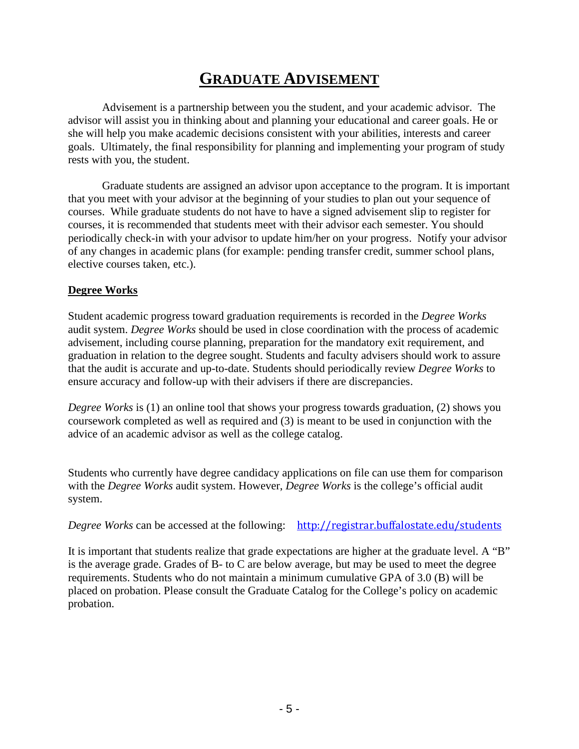# GRADUATE ADVISEMENT

Advisement is a partnership between you the student, and your academic advisor. The advisor will assist you in thinking about and planning your educational and career goals. He or she will help you make academic decisions consistent with your abilities, interests and career goals. Ultimately, the final responsibility for planning and implementing your program of study rests with you, the student.

Graduate students are assigned an advisor upon acceptance to the program. It is important that you meet with your advisor at the beginning of your studies to plan out your sequence of courses. While graduate students do not have to have a signed advisement slip to register for courses, it is recommended that students meet with their advisor each semester. You should periodically check-in with your advisor to update him/her on your progress. Notify your advisor of any changes in academic plans (for example: pending transfer credit, summer school plans, elective courses taken, etc.).

**Degree Works**

Student academic progress toward graduation requirements is recorded in the *Degree Works* audit system. *Degree Works* should be used in close coordination with the process of academic advisement, including course planning, preparation for the mandatory exit requirement, and graduation in relation to the degree sought. Students and faculty advisers should work to assure that the audit is accurate and up-to-date. Students should periodically review *Degree Works* to ensure accuracy and follow-up with their advisers if there are discrepancies.

*Degree Works* is (1) an online tool that shows your progress towards graduation, (2) shows you coursework completed as well as required and (3) is meant to be used in conjunction with the advice of an academic advisor as well as the college catalog.

Students who currently have degree candidacy applications on file can use them for comparison with the *Degree Works* audit system. However, *Degree Works* is the college's official audit system.

*Degree Works* can be accessed at the following: http://registrar.buffalostate.edu/students

It is important that students realize that grade expectations are higher at the graduate level. A "B" is the average grade. Grades of B- to C are below average, but may be used to meet the degree requirements. Students who do not maintain a minimum cumulative GPA of 3.0 (B) will be placed on probation. Please consult the Graduate Catalog for the College's policy on academic probation.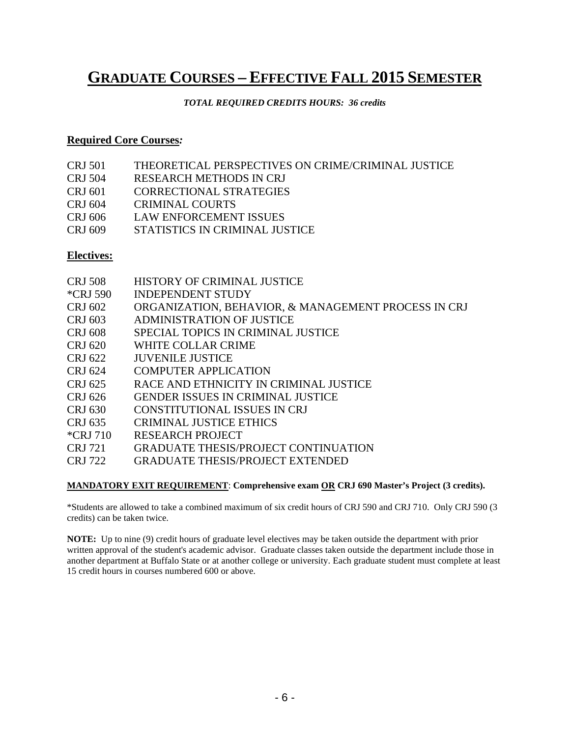# GRADUATE COURSES – EFFECTIVE FALL 2015 SEMESTER

***TOTAL REQUIRED CREDITS HOURS: 36 credits***

**Required Core Courses*:***

| | |
|---|---|
| CRJ 501 | THEORETICAL PERSPECTIVES ON CRIME/CRIMINAL JUSTICE |
| CRJ 504 | RESEARCH METHODS IN CRJ |
| CRJ 601 | CORRECTIONAL STRATEGIES |
| CRJ 604 | CRIMINAL COURTS |
| CRJ 606 | LAW ENFORCEMENT ISSUES |
| CRJ 609 | STATISTICS IN CRIMINAL JUSTICE |

**Electives:**

| | |
|---|---|
| CRJ 508 | HISTORY OF CRIMINAL JUSTICE |
| *CRJ 590 | INDEPENDENT STUDY |
| CRJ 602 | ORGANIZATION, BEHAVIOR, & MANAGEMENT PROCESS IN CRJ |
| CRJ 603 | ADMINISTRATION OF JUSTICE |
| CRJ 608 | SPECIAL TOPICS IN CRIMINAL JUSTICE |
| CRJ 620 | WHITE COLLAR CRIME |
| CRJ 622 | JUVENILE JUSTICE |
| CRJ 624 | COMPUTER APPLICATION |
| CRJ 625 | RACE AND ETHNICITY IN CRIMINAL JUSTICE |
| CRJ 626 | GENDER ISSUES IN CRIMINAL JUSTICE |
| CRJ 630 | CONSTITUTIONAL ISSUES IN CRJ |
| CRJ 635 | CRIMINAL JUSTICE ETHICS |
| *CRJ 710 | RESEARCH PROJECT |
| CRJ 721 | GRADUATE THESIS/PROJECT CONTINUATION |
| CRJ 722 | GRADUATE THESIS/PROJECT EXTENDED |

**MANDATORY EXIT REQUIREMENT**: **Comprehensive exam OR CRJ 690 Master's Project (3 credits).**

*Students are allowed to take a combined maximum of six credit hours of CRJ 590 and CRJ 710. Only CRJ 590 (3 credits) can be taken twice.

**NOTE:** Up to nine (9) credit hours of graduate level electives may be taken outside the department with prior written approval of the student's academic advisor. Graduate classes taken outside the department include those in another department at Buffalo State or at another college or university. Each graduate student must complete at least 15 credit hours in courses numbered 600 or above.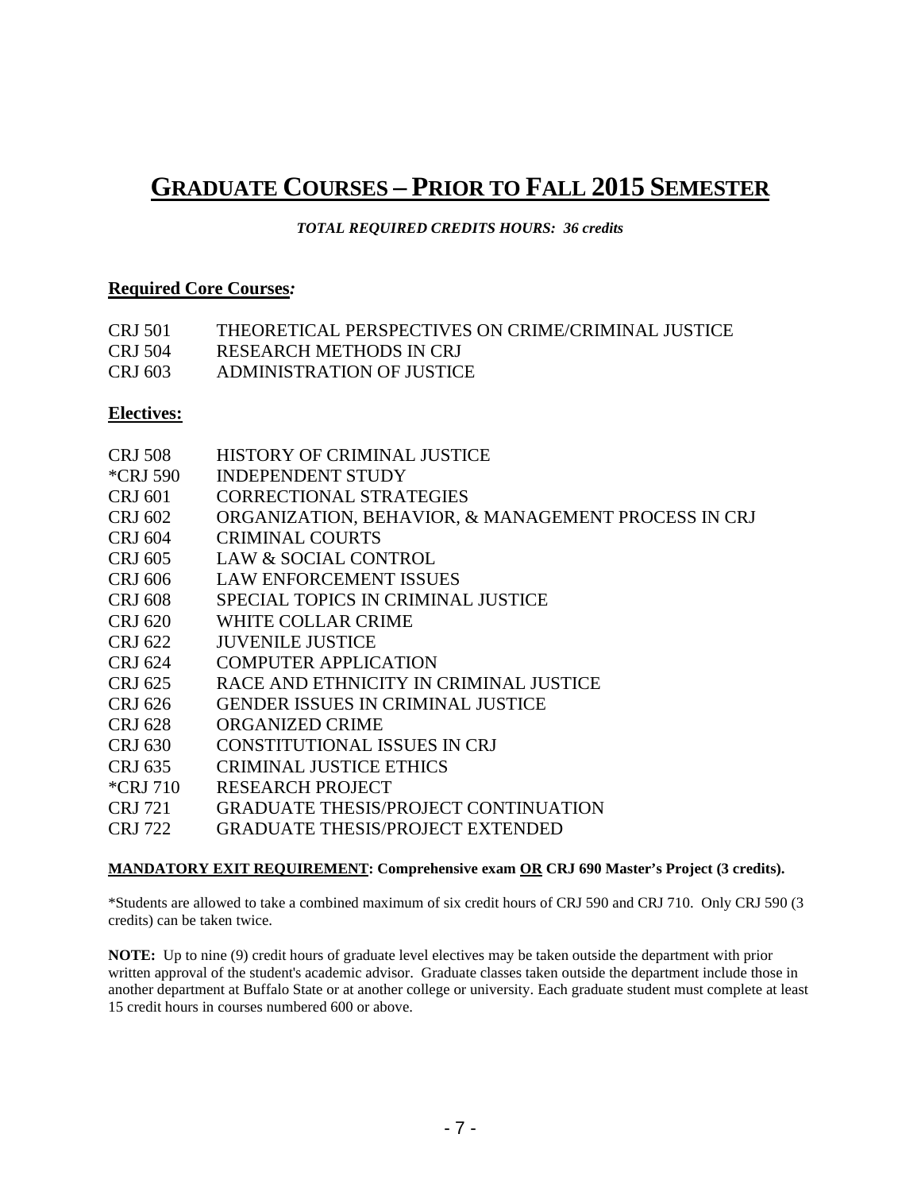# GRADUATE COURSES – PRIOR TO FALL 2015 SEMESTER

***TOTAL REQUIRED CREDITS HOURS: 36 credits***

**Required Core Courses:**

| | |
|---|---|
| CRJ 501 | THEORETICAL PERSPECTIVES ON CRIME/CRIMINAL JUSTICE |
| CRJ 504 | RESEARCH METHODS IN CRJ |
| CRJ 603 | ADMINISTRATION OF JUSTICE |

**Electives:**

| | |
|---|---|
| CRJ 508 | HISTORY OF CRIMINAL JUSTICE |
| *CRJ 590 | INDEPENDENT STUDY |
| CRJ 601 | CORRECTIONAL STRATEGIES |
| CRJ 602 | ORGANIZATION, BEHAVIOR, & MANAGEMENT PROCESS IN CRJ |
| CRJ 604 | CRIMINAL COURTS |
| CRJ 605 | LAW & SOCIAL CONTROL |
| CRJ 606 | LAW ENFORCEMENT ISSUES |
| CRJ 608 | SPECIAL TOPICS IN CRIMINAL JUSTICE |
| CRJ 620 | WHITE COLLAR CRIME |
| CRJ 622 | JUVENILE JUSTICE |
| CRJ 624 | COMPUTER APPLICATION |
| CRJ 625 | RACE AND ETHNICITY IN CRIMINAL JUSTICE |
| CRJ 626 | GENDER ISSUES IN CRIMINAL JUSTICE |
| CRJ 628 | ORGANIZED CRIME |
| CRJ 630 | CONSTITUTIONAL ISSUES IN CRJ |
| CRJ 635 | CRIMINAL JUSTICE ETHICS |
| *CRJ 710 | RESEARCH PROJECT |
| CRJ 721 | GRADUATE THESIS/PROJECT CONTINUATION |
| CRJ 722 | GRADUATE THESIS/PROJECT EXTENDED |

**MANDATORY EXIT REQUIREMENT: Comprehensive exam OR CRJ 690 Master's Project (3 credits).**

*Students are allowed to take a combined maximum of six credit hours of CRJ 590 and CRJ 710. Only CRJ 590 (3 credits) can be taken twice.

**NOTE:** Up to nine (9) credit hours of graduate level electives may be taken outside the department with prior written approval of the student's academic advisor. Graduate classes taken outside the department include those in another department at Buffalo State or at another college or university. Each graduate student must complete at least 15 credit hours in courses numbered 600 or above.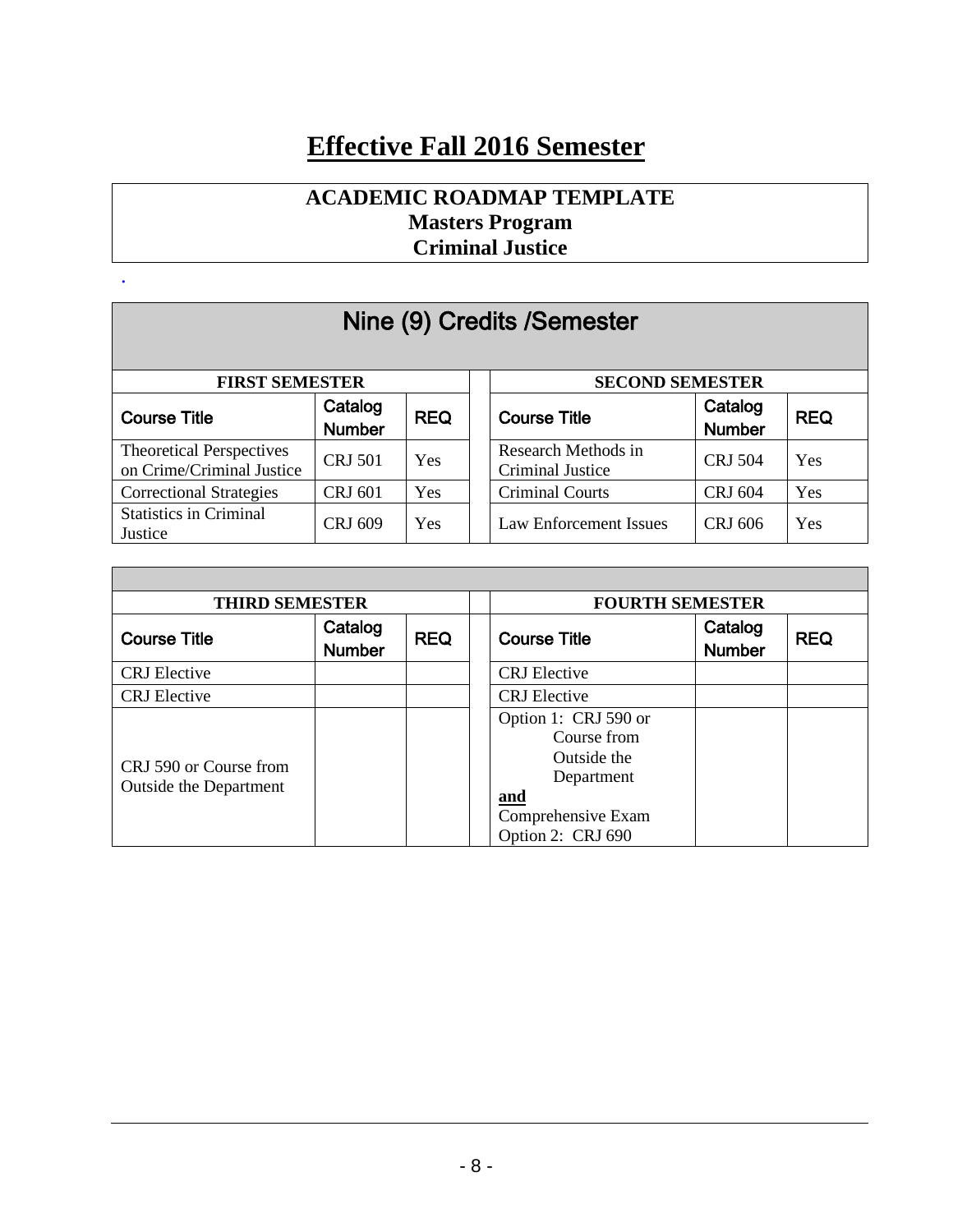# Effective Fall 2016 Semester

**ACADEMIC ROADMAP TEMPLATE**
**Masters Program**
**Criminal Justice**

## Nine (9) Credits /Semester

| FIRST SEMESTER | | | | SECOND SEMESTER | | |
|---|---|---|---|---|---|---|
| **Course Title** | **Catalog Number** | **REQ** | | **Course Title** | **Catalog Number** | **REQ** |
| Theoretical Perspectives on Crime/Criminal Justice | CRJ 501 | Yes | | Research Methods in Criminal Justice | CRJ 504 | Yes |
| Correctional Strategies | CRJ 601 | Yes | | Criminal Courts | CRJ 604 | Yes |
| Statistics in Criminal Justice | CRJ 609 | Yes | | Law Enforcement Issues | CRJ 606 | Yes |

| THIRD SEMESTER | | | | FOURTH SEMESTER | | |
|---|---|---|---|---|---|---|
| **Course Title** | **Catalog Number** | **REQ** | | **Course Title** | **Catalog Number** | **REQ** |
| CRJ Elective | | | | CRJ Elective | | |
| CRJ Elective | | | | CRJ Elective | | |
| CRJ 590 or Course from Outside the Department | | | | Option 1: CRJ 590 or Course from Outside the Department **and** Comprehensive Exam<br>Option 2: CRJ 690 | | |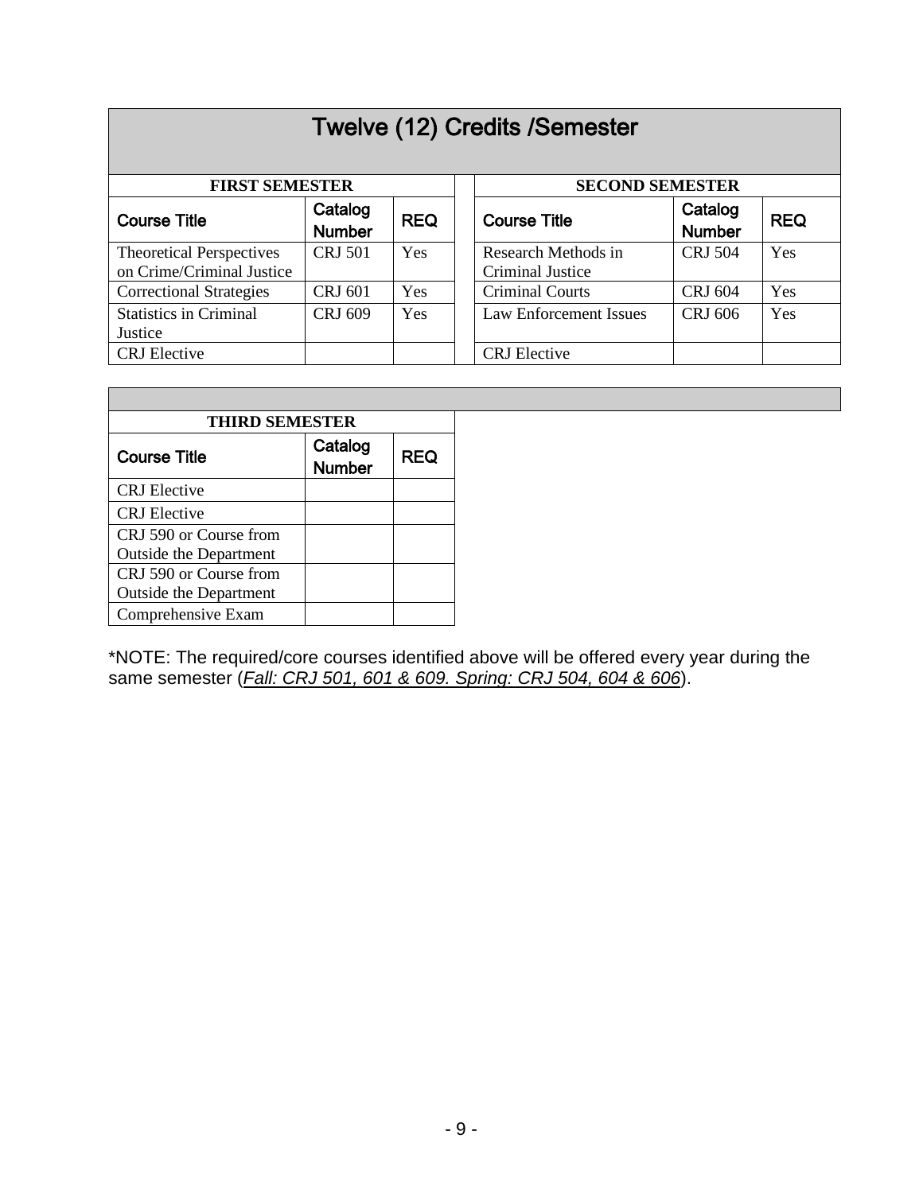## Twelve (12) Credits /Semester

| FIRST SEMESTER | | | | SECOND SEMESTER | | |
|---|---|---|---|---|---|---|
| **Course Title** | **Catalog Number** | **REQ** | | **Course Title** | **Catalog Number** | **REQ** |
| Theoretical Perspectives on Crime/Criminal Justice | CRJ 501 | Yes | | Research Methods in Criminal Justice | CRJ 504 | Yes |
| Correctional Strategies | CRJ 601 | Yes | | Criminal Courts | CRJ 604 | Yes |
| Statistics in Criminal Justice | CRJ 609 | Yes | | Law Enforcement Issues | CRJ 606 | Yes |
| CRJ Elective | | | | CRJ Elective | | |

| THIRD SEMESTER | | |
|---|---|---|
| **Course Title** | **Catalog Number** | **REQ** |
| CRJ Elective | | |
| CRJ Elective | | |
| CRJ 590 or Course from Outside the Department | | |
| CRJ 590 or Course from Outside the Department | | |
| Comprehensive Exam | | |

*NOTE: The required/core courses identified above will be offered every year during the same semester (*Fall: CRJ 501, 601 & 609. Spring: CRJ 504, 604 & 606*).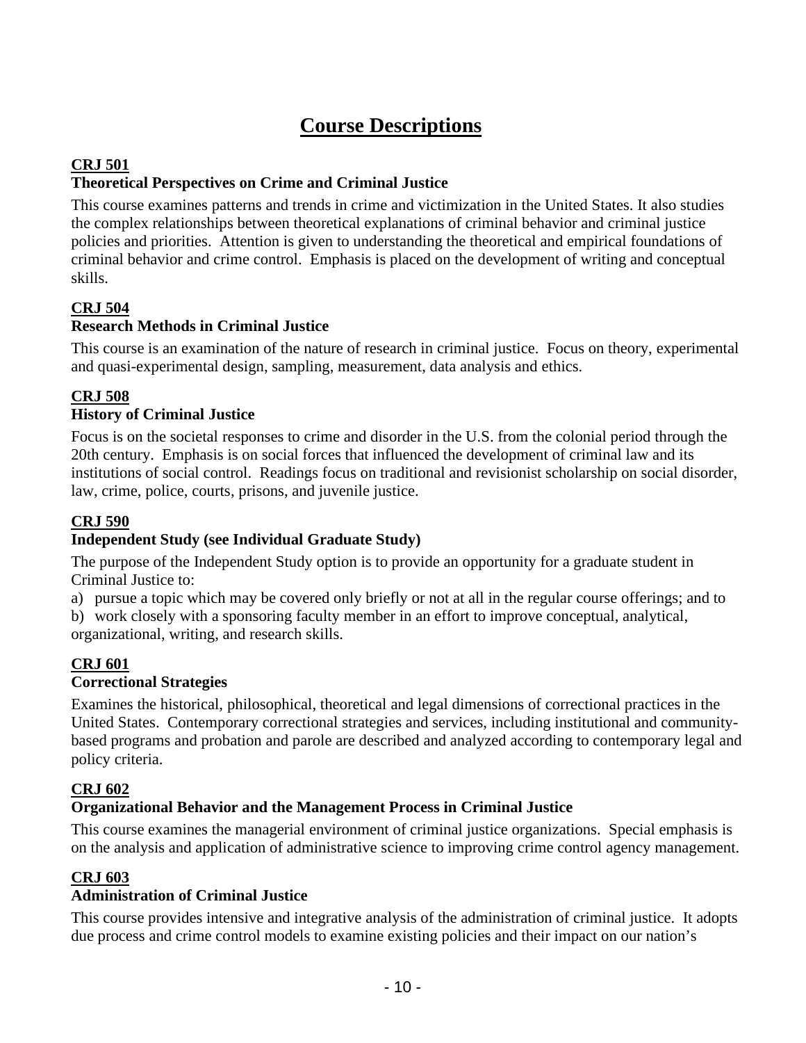# Course Descriptions

**CRJ 501**
**Theoretical Perspectives on Crime and Criminal Justice**

This course examines patterns and trends in crime and victimization in the United States. It also studies the complex relationships between theoretical explanations of criminal behavior and criminal justice policies and priorities. Attention is given to understanding the theoretical and empirical foundations of criminal behavior and crime control. Emphasis is placed on the development of writing and conceptual skills.

**CRJ 504**
**Research Methods in Criminal Justice**

This course is an examination of the nature of research in criminal justice. Focus on theory, experimental and quasi-experimental design, sampling, measurement, data analysis and ethics.

**CRJ 508**
**History of Criminal Justice**

Focus is on the societal responses to crime and disorder in the U.S. from the colonial period through the 20th century. Emphasis is on social forces that influenced the development of criminal law and its institutions of social control. Readings focus on traditional and revisionist scholarship on social disorder, law, crime, police, courts, prisons, and juvenile justice.

**CRJ 590**
**Independent Study (see Individual Graduate Study)**

The purpose of the Independent Study option is to provide an opportunity for a graduate student in Criminal Justice to:

a) pursue a topic which may be covered only briefly or not at all in the regular course offerings; and to
b) work closely with a sponsoring faculty member in an effort to improve conceptual, analytical, organizational, writing, and research skills.

**CRJ 601**
**Correctional Strategies**

Examines the historical, philosophical, theoretical and legal dimensions of correctional practices in the United States. Contemporary correctional strategies and services, including institutional and community-based programs and probation and parole are described and analyzed according to contemporary legal and policy criteria.

**CRJ 602**
**Organizational Behavior and the Management Process in Criminal Justice**

This course examines the managerial environment of criminal justice organizations. Special emphasis is on the analysis and application of administrative science to improving crime control agency management.

**CRJ 603**
**Administration of Criminal Justice**

This course provides intensive and integrative analysis of the administration of criminal justice. It adopts due process and crime control models to examine existing policies and their impact on our nation's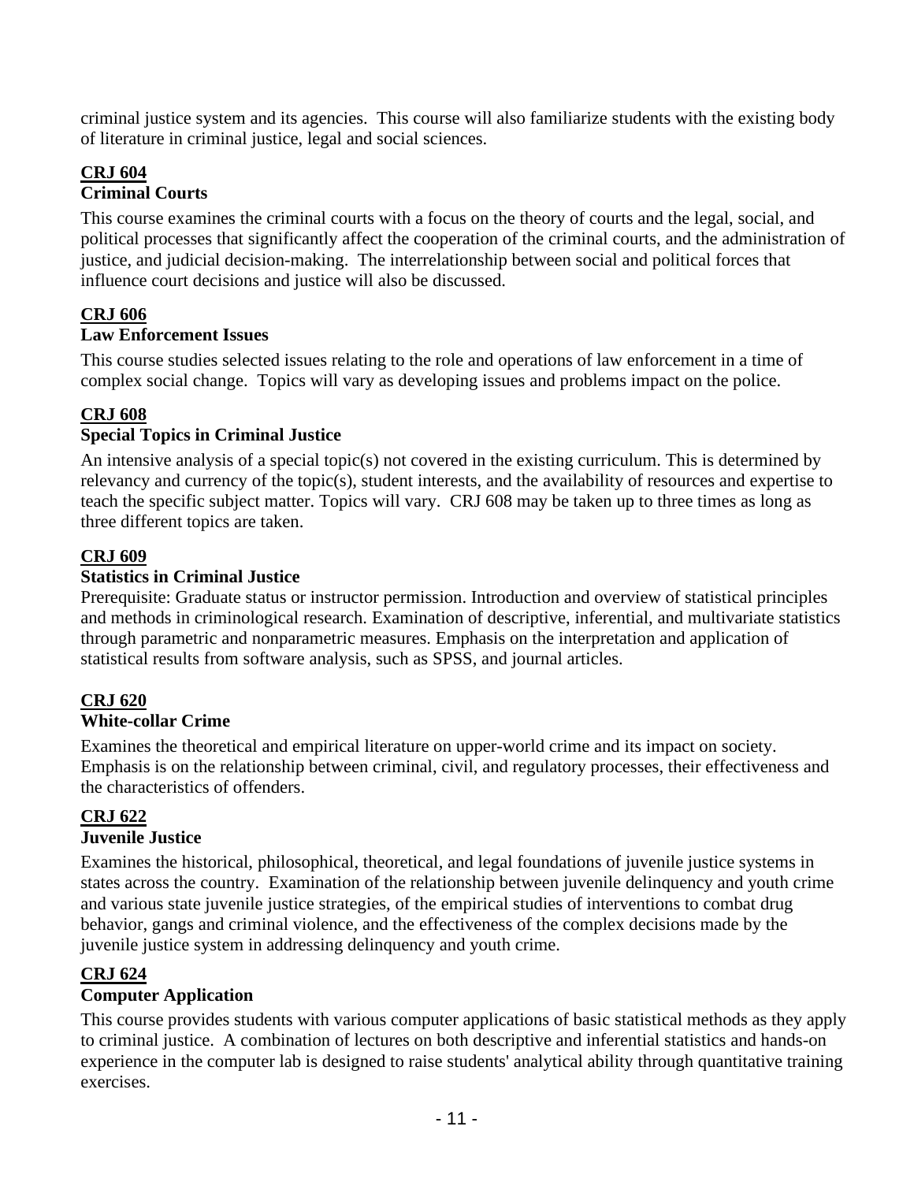criminal justice system and its agencies. This course will also familiarize students with the existing body of literature in criminal justice, legal and social sciences.

**CRJ 604**
**Criminal Courts**

This course examines the criminal courts with a focus on the theory of courts and the legal, social, and political processes that significantly affect the cooperation of the criminal courts, and the administration of justice, and judicial decision-making. The interrelationship between social and political forces that influence court decisions and justice will also be discussed.

**CRJ 606**
**Law Enforcement Issues**

This course studies selected issues relating to the role and operations of law enforcement in a time of complex social change. Topics will vary as developing issues and problems impact on the police.

**CRJ 608**
**Special Topics in Criminal Justice**

An intensive analysis of a special topic(s) not covered in the existing curriculum. This is determined by relevancy and currency of the topic(s), student interests, and the availability of resources and expertise to teach the specific subject matter. Topics will vary. CRJ 608 may be taken up to three times as long as three different topics are taken.

**CRJ 609**
**Statistics in Criminal Justice**

Prerequisite: Graduate status or instructor permission. Introduction and overview of statistical principles and methods in criminological research. Examination of descriptive, inferential, and multivariate statistics through parametric and nonparametric measures. Emphasis on the interpretation and application of statistical results from software analysis, such as SPSS, and journal articles.

**CRJ 620**
**White-collar Crime**

Examines the theoretical and empirical literature on upper-world crime and its impact on society. Emphasis is on the relationship between criminal, civil, and regulatory processes, their effectiveness and the characteristics of offenders.

**CRJ 622**
**Juvenile Justice**

Examines the historical, philosophical, theoretical, and legal foundations of juvenile justice systems in states across the country. Examination of the relationship between juvenile delinquency and youth crime and various state juvenile justice strategies, of the empirical studies of interventions to combat drug behavior, gangs and criminal violence, and the effectiveness of the complex decisions made by the juvenile justice system in addressing delinquency and youth crime.

**CRJ 624**
**Computer Application**

This course provides students with various computer applications of basic statistical methods as they apply to criminal justice. A combination of lectures on both descriptive and inferential statistics and hands-on experience in the computer lab is designed to raise students' analytical ability through quantitative training exercises.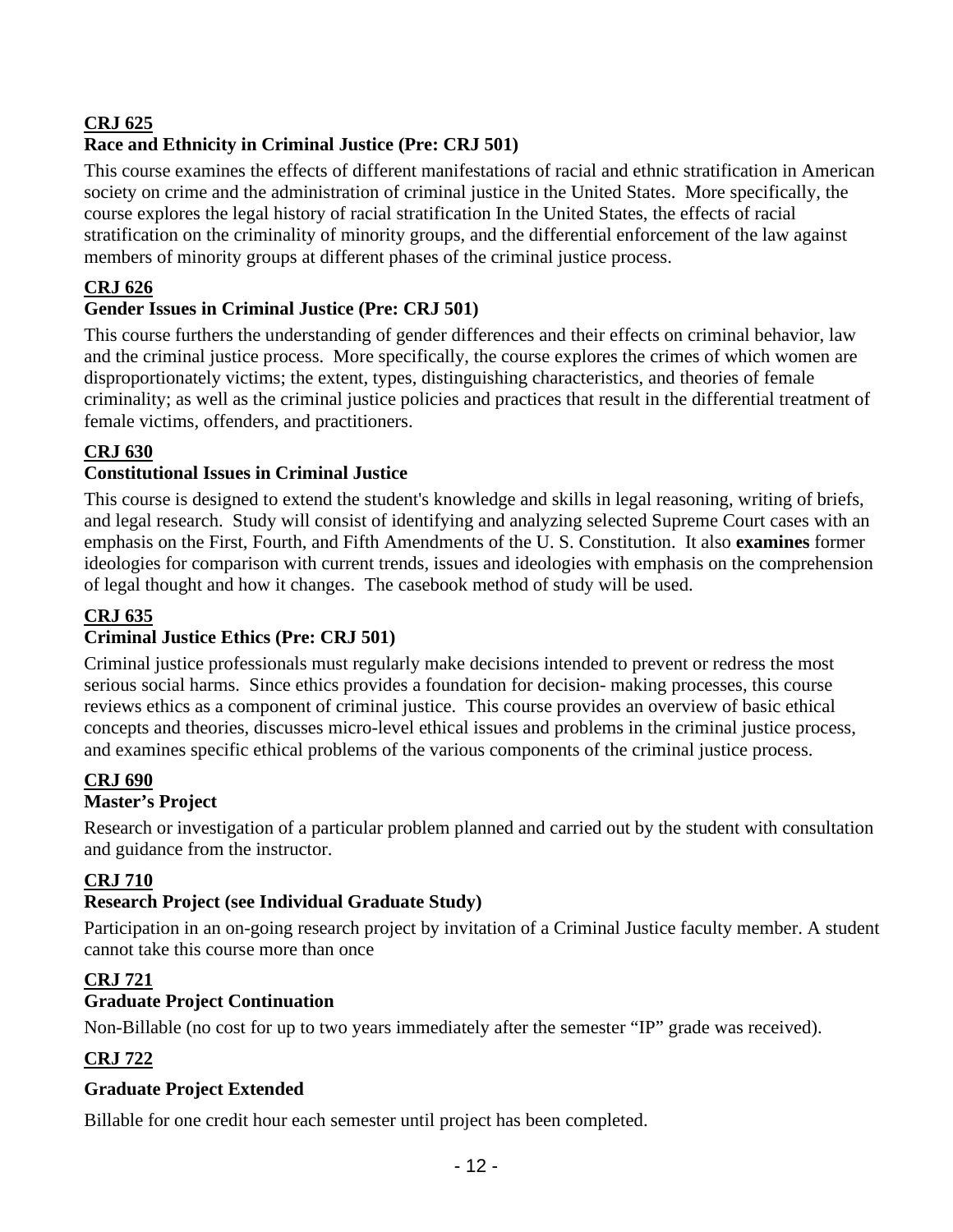**CRJ 625**

**Race and Ethnicity in Criminal Justice (Pre: CRJ 501)**

This course examines the effects of different manifestations of racial and ethnic stratification in American society on crime and the administration of criminal justice in the United States. More specifically, the course explores the legal history of racial stratification In the United States, the effects of racial stratification on the criminality of minority groups, and the differential enforcement of the law against members of minority groups at different phases of the criminal justice process.

**CRJ 626**

**Gender Issues in Criminal Justice (Pre: CRJ 501)**

This course furthers the understanding of gender differences and their effects on criminal behavior, law and the criminal justice process. More specifically, the course explores the crimes of which women are disproportionately victims; the extent, types, distinguishing characteristics, and theories of female criminality; as well as the criminal justice policies and practices that result in the differential treatment of female victims, offenders, and practitioners.

**CRJ 630**

**Constitutional Issues in Criminal Justice**

This course is designed to extend the student's knowledge and skills in legal reasoning, writing of briefs, and legal research. Study will consist of identifying and analyzing selected Supreme Court cases with an emphasis on the First, Fourth, and Fifth Amendments of the U. S. Constitution. It also **examines** former ideologies for comparison with current trends, issues and ideologies with emphasis on the comprehension of legal thought and how it changes. The casebook method of study will be used.

**CRJ 635**

**Criminal Justice Ethics (Pre: CRJ 501)**

Criminal justice professionals must regularly make decisions intended to prevent or redress the most serious social harms. Since ethics provides a foundation for decision- making processes, this course reviews ethics as a component of criminal justice. This course provides an overview of basic ethical concepts and theories, discusses micro-level ethical issues and problems in the criminal justice process, and examines specific ethical problems of the various components of the criminal justice process.

**CRJ 690**

**Master's Project**

Research or investigation of a particular problem planned and carried out by the student with consultation and guidance from the instructor.

**CRJ 710**

**Research Project (see Individual Graduate Study)**

Participation in an on-going research project by invitation of a Criminal Justice faculty member. A student cannot take this course more than once

**CRJ 721**

**Graduate Project Continuation**

Non-Billable (no cost for up to two years immediately after the semester "IP" grade was received).

**CRJ 722**

**Graduate Project Extended**

Billable for one credit hour each semester until project has been completed.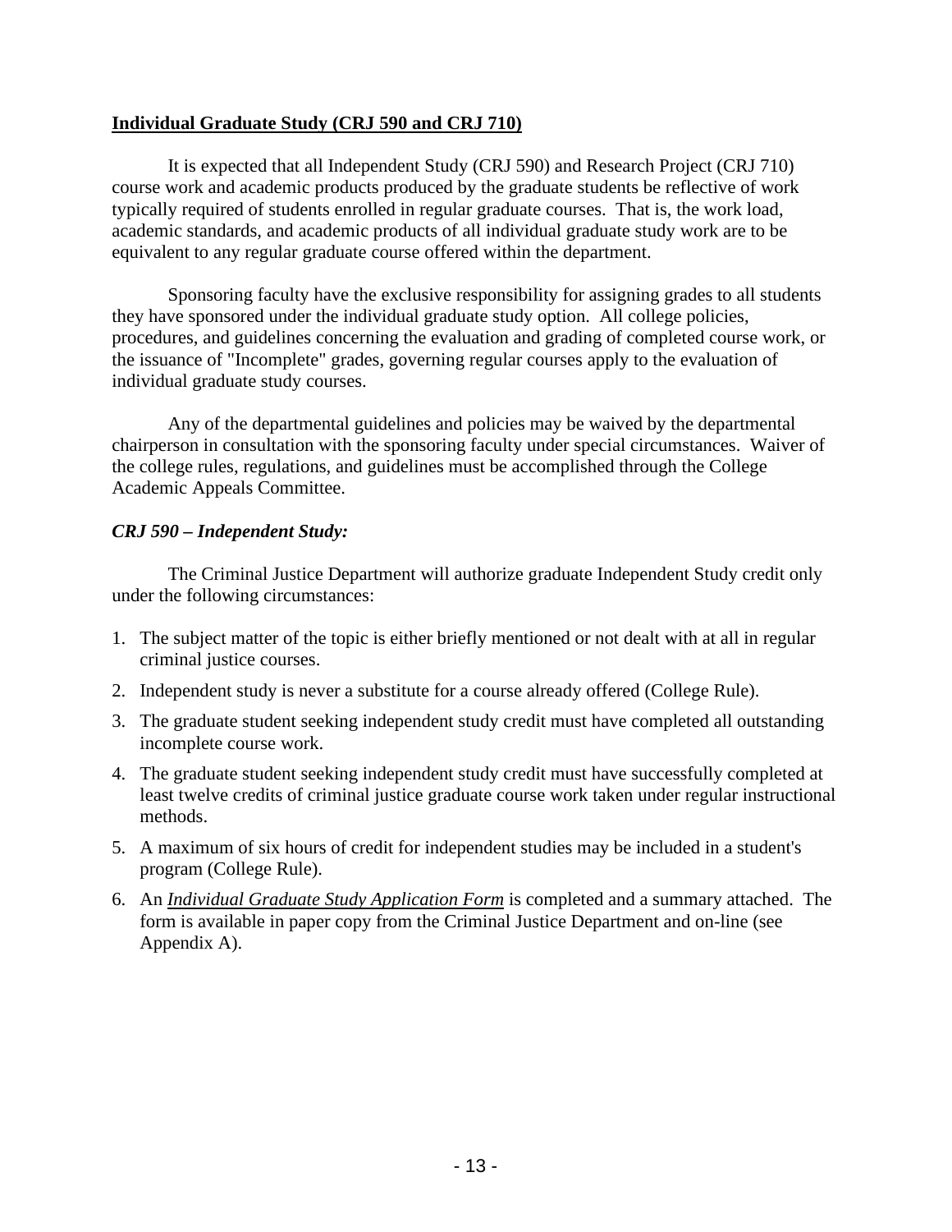## **Individual Graduate Study (CRJ 590 and CRJ 710)**

It is expected that all Independent Study (CRJ 590) and Research Project (CRJ 710) course work and academic products produced by the graduate students be reflective of work typically required of students enrolled in regular graduate courses. That is, the work load, academic standards, and academic products of all individual graduate study work are to be equivalent to any regular graduate course offered within the department.

Sponsoring faculty have the exclusive responsibility for assigning grades to all students they have sponsored under the individual graduate study option. All college policies, procedures, and guidelines concerning the evaluation and grading of completed course work, or the issuance of "Incomplete" grades, governing regular courses apply to the evaluation of individual graduate study courses.

Any of the departmental guidelines and policies may be waived by the departmental chairperson in consultation with the sponsoring faculty under special circumstances. Waiver of the college rules, regulations, and guidelines must be accomplished through the College Academic Appeals Committee.

### *CRJ 590 – Independent Study:*

The Criminal Justice Department will authorize graduate Independent Study credit only under the following circumstances:

1. The subject matter of the topic is either briefly mentioned or not dealt with at all in regular criminal justice courses.
2. Independent study is never a substitute for a course already offered (College Rule).
3. The graduate student seeking independent study credit must have completed all outstanding incomplete course work.
4. The graduate student seeking independent study credit must have successfully completed at least twelve credits of criminal justice graduate course work taken under regular instructional methods.
5. A maximum of six hours of credit for independent studies may be included in a student's program (College Rule).
6. An *Individual Graduate Study Application Form* is completed and a summary attached. The form is available in paper copy from the Criminal Justice Department and on-line (see Appendix A).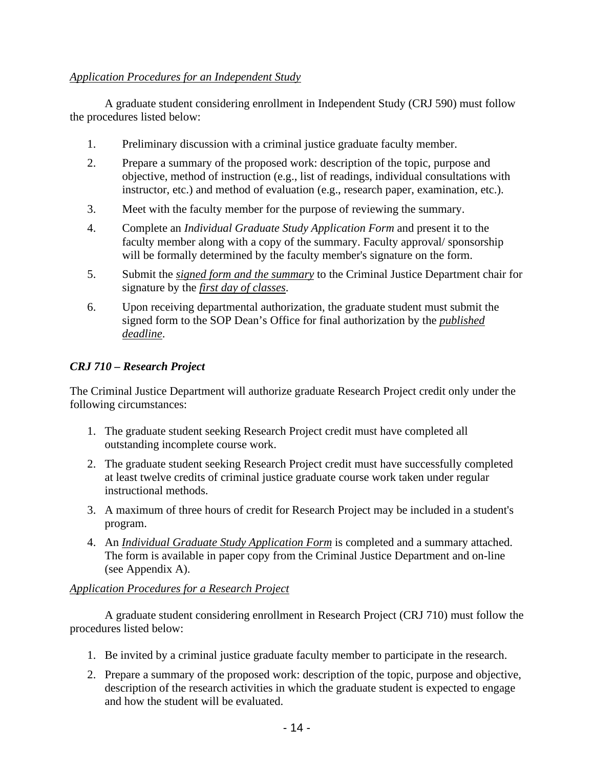*<u>Application Procedures for an Independent Study</u>*

A graduate student considering enrollment in Independent Study (CRJ 590) must follow the procedures listed below:

1. Preliminary discussion with a criminal justice graduate faculty member.
2. Prepare a summary of the proposed work: description of the topic, purpose and objective, method of instruction (e.g., list of readings, individual consultations with instructor, etc.) and method of evaluation (e.g., research paper, examination, etc.).
3. Meet with the faculty member for the purpose of reviewing the summary.
4. Complete an *Individual Graduate Study Application Form* and present it to the faculty member along with a copy of the summary. Faculty approval/ sponsorship will be formally determined by the faculty member's signature on the form.
5. Submit the *<u>signed form and the summary</u>* to the Criminal Justice Department chair for signature by the *<u>first day of classes</u>*.
6. Upon receiving departmental authorization, the graduate student must submit the signed form to the SOP Dean's Office for final authorization by the *<u>published deadline</u>*.

### *CRJ 710 – Research Project*

The Criminal Justice Department will authorize graduate Research Project credit only under the following circumstances:

1. The graduate student seeking Research Project credit must have completed all outstanding incomplete course work.
2. The graduate student seeking Research Project credit must have successfully completed at least twelve credits of criminal justice graduate course work taken under regular instructional methods.
3. A maximum of three hours of credit for Research Project may be included in a student's program.
4. An *<u>Individual Graduate Study Application Form</u>* is completed and a summary attached. The form is available in paper copy from the Criminal Justice Department and on-line (see Appendix A).

*<u>Application Procedures for a Research Project</u>*

A graduate student considering enrollment in Research Project (CRJ 710) must follow the procedures listed below:

1. Be invited by a criminal justice graduate faculty member to participate in the research.
2. Prepare a summary of the proposed work: description of the topic, purpose and objective, description of the research activities in which the graduate student is expected to engage and how the student will be evaluated.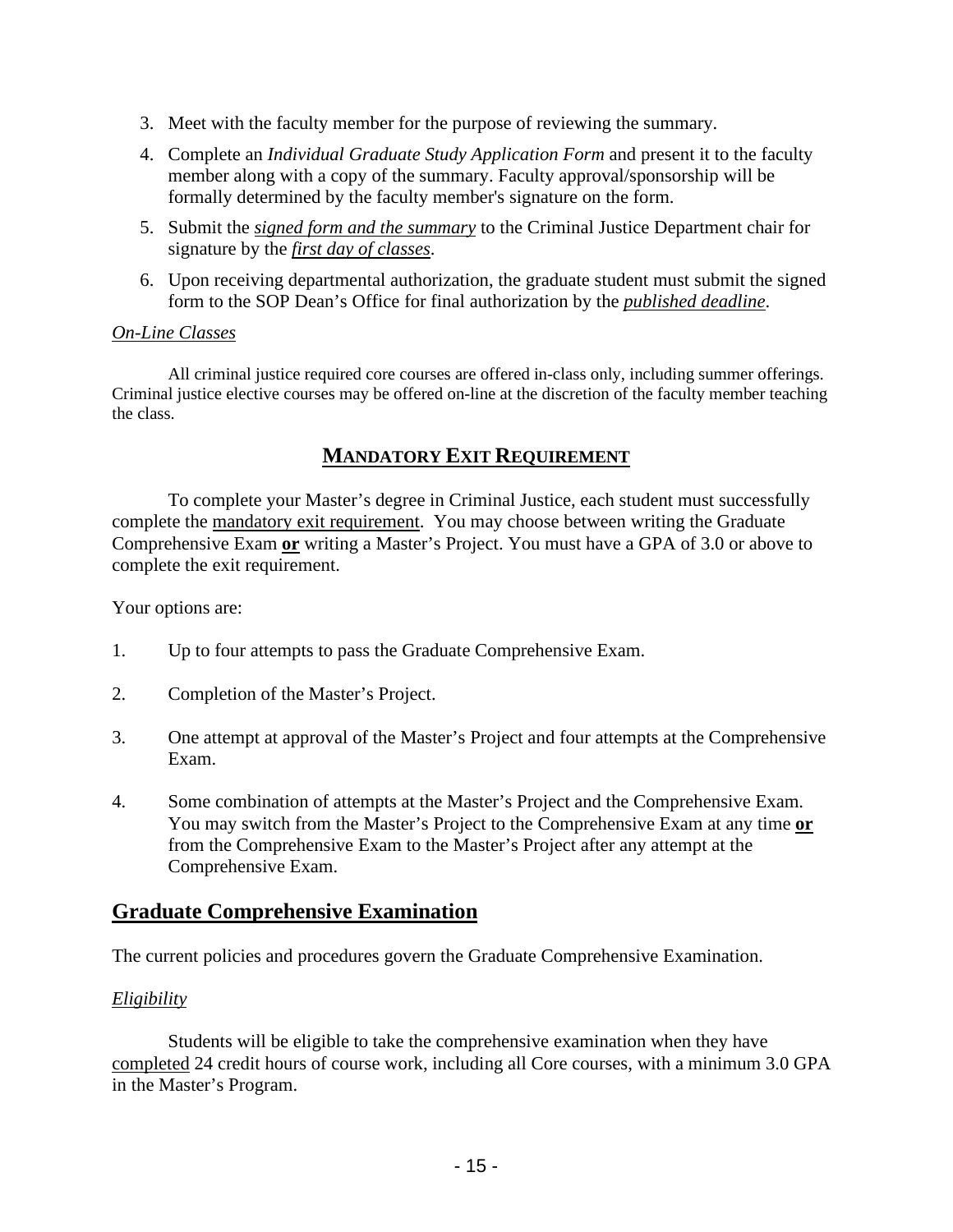3. Meet with the faculty member for the purpose of reviewing the summary.
4. Complete an *Individual Graduate Study Application Form* and present it to the faculty member along with a copy of the summary. Faculty approval/sponsorship will be formally determined by the faculty member's signature on the form.
5. Submit the ***signed form and the summary*** to the Criminal Justice Department chair for signature by the ***first day of classes***.
6. Upon receiving departmental authorization, the graduate student must submit the signed form to the SOP Dean's Office for final authorization by the ***published deadline***.

*On-Line Classes*

All criminal justice required core courses are offered in-class only, including summer offerings. Criminal justice elective courses may be offered on-line at the discretion of the faculty member teaching the class.

## MANDATORY EXIT REQUIREMENT

To complete your Master's degree in Criminal Justice, each student must successfully complete the mandatory exit requirement. You may choose between writing the Graduate Comprehensive Exam **or** writing a Master's Project. You must have a GPA of 3.0 or above to complete the exit requirement.

Your options are:

1. Up to four attempts to pass the Graduate Comprehensive Exam.
2. Completion of the Master's Project.
3. One attempt at approval of the Master's Project and four attempts at the Comprehensive Exam.
4. Some combination of attempts at the Master's Project and the Comprehensive Exam. You may switch from the Master's Project to the Comprehensive Exam at any time **or** from the Comprehensive Exam to the Master's Project after any attempt at the Comprehensive Exam.

## Graduate Comprehensive Examination

The current policies and procedures govern the Graduate Comprehensive Examination.

*Eligibility*

Students will be eligible to take the comprehensive examination when they have completed 24 credit hours of course work, including all Core courses, with a minimum 3.0 GPA in the Master's Program.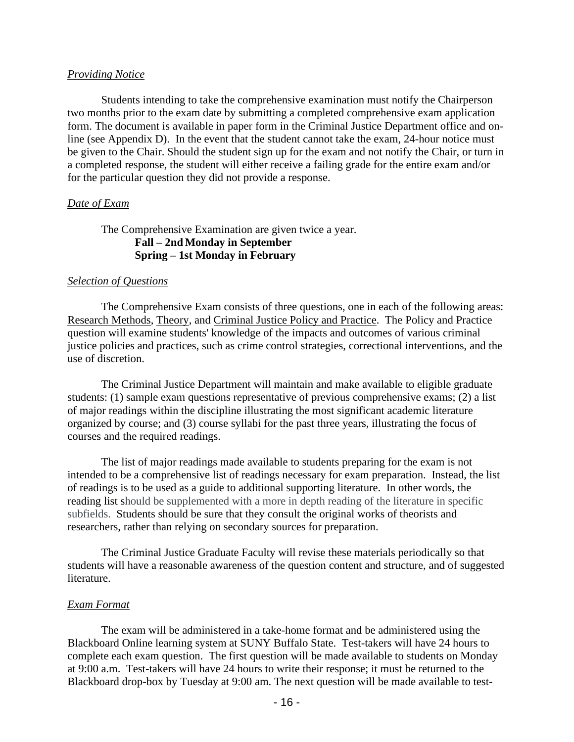*Providing Notice*

Students intending to take the comprehensive examination must notify the Chairperson two months prior to the exam date by submitting a completed comprehensive exam application form. The document is available in paper form in the Criminal Justice Department office and on-line (see Appendix D). In the event that the student cannot take the exam, 24-hour notice must be given to the Chair. Should the student sign up for the exam and not notify the Chair, or turn in a completed response, the student will either receive a failing grade for the entire exam and/or for the particular question they did not provide a response.

*Date of Exam*

The Comprehensive Examination are given twice a year.

**Fall – 2nd Monday in September**
**Spring – 1st Monday in February**

*Selection of Questions*

The Comprehensive Exam consists of three questions, one in each of the following areas: Research Methods, Theory, and Criminal Justice Policy and Practice. The Policy and Practice question will examine students' knowledge of the impacts and outcomes of various criminal justice policies and practices, such as crime control strategies, correctional interventions, and the use of discretion.

The Criminal Justice Department will maintain and make available to eligible graduate students: (1) sample exam questions representative of previous comprehensive exams; (2) a list of major readings within the discipline illustrating the most significant academic literature organized by course; and (3) course syllabi for the past three years, illustrating the focus of courses and the required readings.

The list of major readings made available to students preparing for the exam is not intended to be a comprehensive list of readings necessary for exam preparation. Instead, the list of readings is to be used as a guide to additional supporting literature. In other words, the reading list should be supplemented with a more in depth reading of the literature in specific subfields. Students should be sure that they consult the original works of theorists and researchers, rather than relying on secondary sources for preparation.

The Criminal Justice Graduate Faculty will revise these materials periodically so that students will have a reasonable awareness of the question content and structure, and of suggested literature.

*Exam Format*

The exam will be administered in a take-home format and be administered using the Blackboard Online learning system at SUNY Buffalo State. Test-takers will have 24 hours to complete each exam question. The first question will be made available to students on Monday at 9:00 a.m. Test-takers will have 24 hours to write their response; it must be returned to the Blackboard drop-box by Tuesday at 9:00 am. The next question will be made available to test-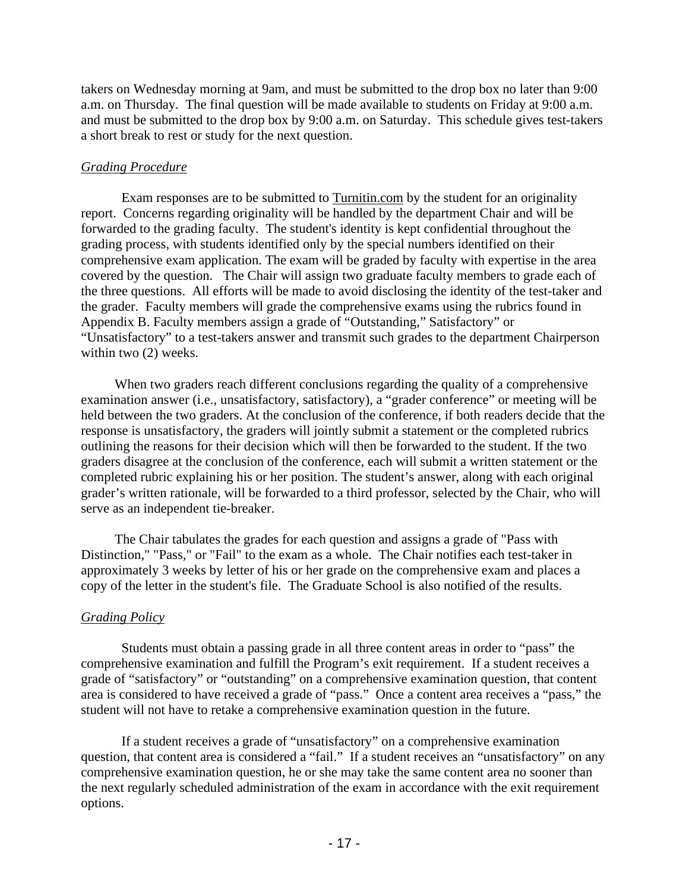takers on Wednesday morning at 9am, and must be submitted to the drop box no later than 9:00 a.m. on Thursday. The final question will be made available to students on Friday at 9:00 a.m. and must be submitted to the drop box by 9:00 a.m. on Saturday. This schedule gives test-takers a short break to rest or study for the next question.

*Grading Procedure*

Exam responses are to be submitted to Turnitin.com by the student for an originality report. Concerns regarding originality will be handled by the department Chair and will be forwarded to the grading faculty. The student's identity is kept confidential throughout the grading process, with students identified only by the special numbers identified on their comprehensive exam application. The exam will be graded by faculty with expertise in the area covered by the question. The Chair will assign two graduate faculty members to grade each of the three questions. All efforts will be made to avoid disclosing the identity of the test-taker and the grader. Faculty members will grade the comprehensive exams using the rubrics found in Appendix B. Faculty members assign a grade of "Outstanding," Satisfactory" or "Unsatisfactory" to a test-takers answer and transmit such grades to the department Chairperson within two (2) weeks.

When two graders reach different conclusions regarding the quality of a comprehensive examination answer (i.e., unsatisfactory, satisfactory), a "grader conference" or meeting will be held between the two graders. At the conclusion of the conference, if both readers decide that the response is unsatisfactory, the graders will jointly submit a statement or the completed rubrics outlining the reasons for their decision which will then be forwarded to the student. If the two graders disagree at the conclusion of the conference, each will submit a written statement or the completed rubric explaining his or her position. The student's answer, along with each original grader's written rationale, will be forwarded to a third professor, selected by the Chair, who will serve as an independent tie-breaker.

The Chair tabulates the grades for each question and assigns a grade of "Pass with Distinction," "Pass," or "Fail" to the exam as a whole. The Chair notifies each test-taker in approximately 3 weeks by letter of his or her grade on the comprehensive exam and places a copy of the letter in the student's file. The Graduate School is also notified of the results.

*Grading Policy*

Students must obtain a passing grade in all three content areas in order to "pass" the comprehensive examination and fulfill the Program's exit requirement. If a student receives a grade of "satisfactory" or "outstanding" on a comprehensive examination question, that content area is considered to have received a grade of "pass." Once a content area receives a "pass," the student will not have to retake a comprehensive examination question in the future.

If a student receives a grade of "unsatisfactory" on a comprehensive examination question, that content area is considered a "fail." If a student receives an "unsatisfactory" on any comprehensive examination question, he or she may take the same content area no sooner than the next regularly scheduled administration of the exam in accordance with the exit requirement options.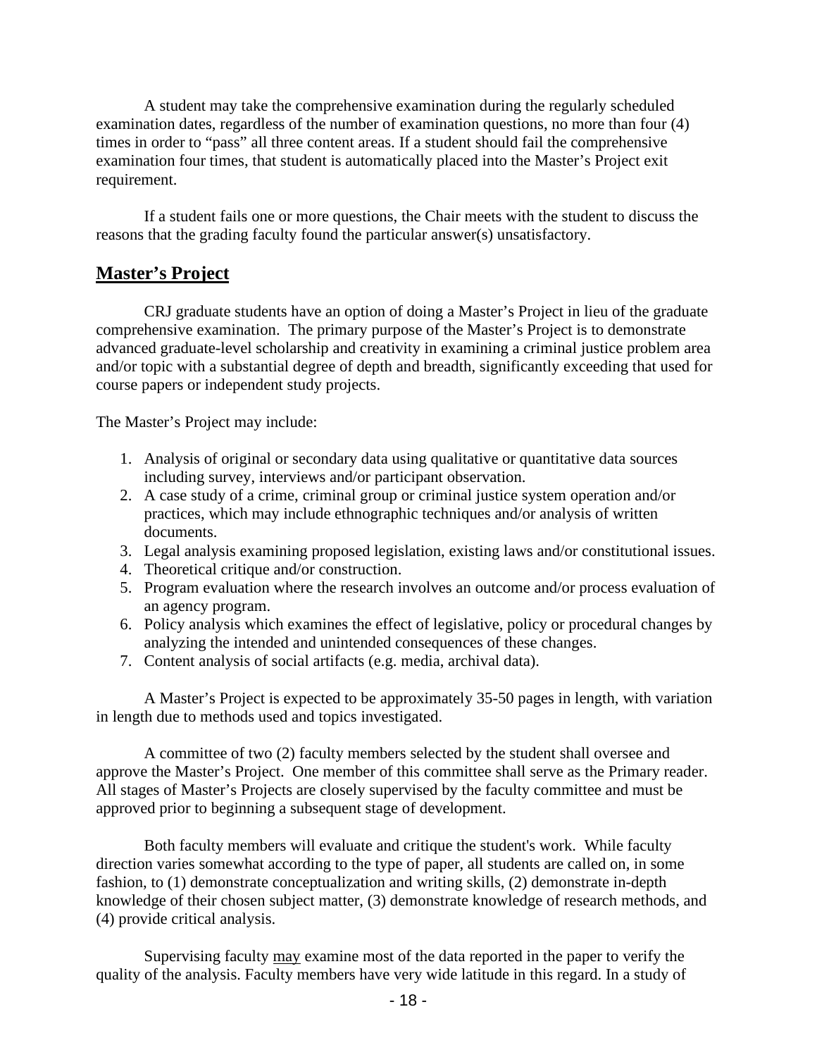A student may take the comprehensive examination during the regularly scheduled examination dates, regardless of the number of examination questions, no more than four (4) times in order to "pass" all three content areas. If a student should fail the comprehensive examination four times, that student is automatically placed into the Master's Project exit requirement.

If a student fails one or more questions, the Chair meets with the student to discuss the reasons that the grading faculty found the particular answer(s) unsatisfactory.

## Master's Project

CRJ graduate students have an option of doing a Master's Project in lieu of the graduate comprehensive examination. The primary purpose of the Master's Project is to demonstrate advanced graduate-level scholarship and creativity in examining a criminal justice problem area and/or topic with a substantial degree of depth and breadth, significantly exceeding that used for course papers or independent study projects.

The Master's Project may include:

1. Analysis of original or secondary data using qualitative or quantitative data sources including survey, interviews and/or participant observation.
2. A case study of a crime, criminal group or criminal justice system operation and/or practices, which may include ethnographic techniques and/or analysis of written documents.
3. Legal analysis examining proposed legislation, existing laws and/or constitutional issues.
4. Theoretical critique and/or construction.
5. Program evaluation where the research involves an outcome and/or process evaluation of an agency program.
6. Policy analysis which examines the effect of legislative, policy or procedural changes by analyzing the intended and unintended consequences of these changes.
7. Content analysis of social artifacts (e.g. media, archival data).

A Master's Project is expected to be approximately 35-50 pages in length, with variation in length due to methods used and topics investigated.

A committee of two (2) faculty members selected by the student shall oversee and approve the Master's Project. One member of this committee shall serve as the Primary reader. All stages of Master's Projects are closely supervised by the faculty committee and must be approved prior to beginning a subsequent stage of development.

Both faculty members will evaluate and critique the student's work. While faculty direction varies somewhat according to the type of paper, all students are called on, in some fashion, to (1) demonstrate conceptualization and writing skills, (2) demonstrate in-depth knowledge of their chosen subject matter, (3) demonstrate knowledge of research methods, and (4) provide critical analysis.

Supervising faculty <u>may</u> examine most of the data reported in the paper to verify the quality of the analysis. Faculty members have very wide latitude in this regard. In a study of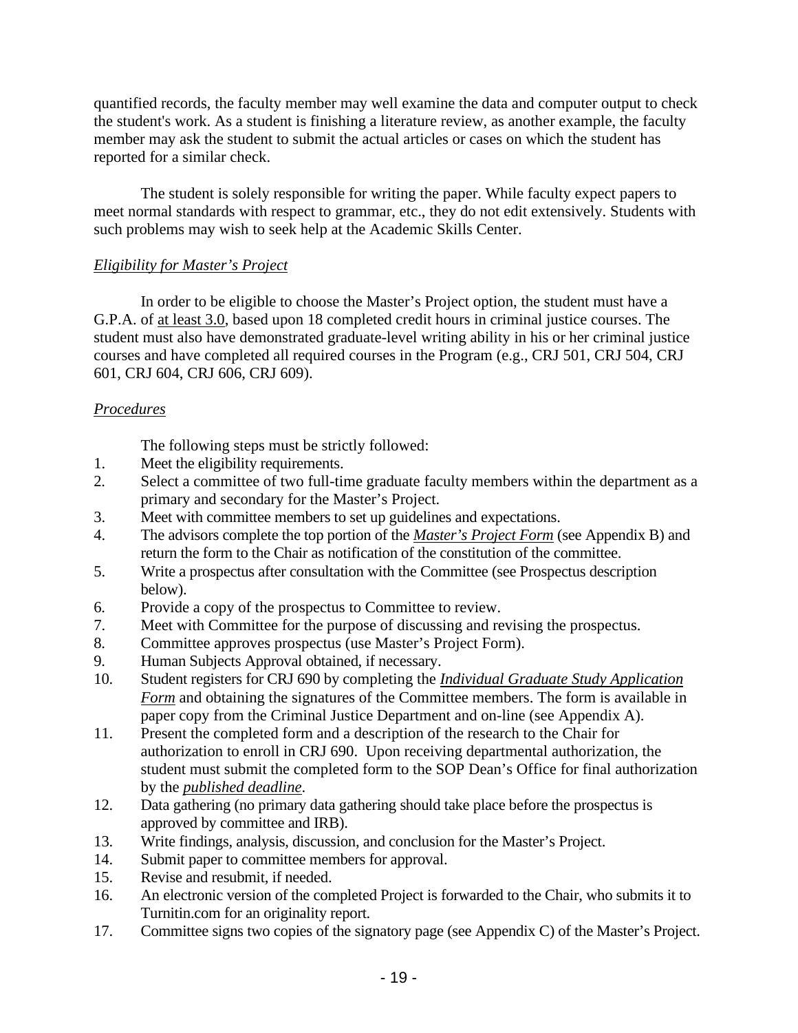quantified records, the faculty member may well examine the data and computer output to check the student's work. As a student is finishing a literature review, as another example, the faculty member may ask the student to submit the actual articles or cases on which the student has reported for a similar check.

The student is solely responsible for writing the paper. While faculty expect papers to meet normal standards with respect to grammar, etc., they do not edit extensively. Students with such problems may wish to seek help at the Academic Skills Center.

*Eligibility for Master's Project*

In order to be eligible to choose the Master's Project option, the student must have a G.P.A. of at least 3.0, based upon 18 completed credit hours in criminal justice courses. The student must also have demonstrated graduate-level writing ability in his or her criminal justice courses and have completed all required courses in the Program (e.g., CRJ 501, CRJ 504, CRJ 601, CRJ 604, CRJ 606, CRJ 609).

*Procedures*

The following steps must be strictly followed:

1. Meet the eligibility requirements.
2. Select a committee of two full-time graduate faculty members within the department as a primary and secondary for the Master's Project.
3. Meet with committee members to set up guidelines and expectations.
4. The advisors complete the top portion of the ***Master's Project Form*** (see Appendix B) and return the form to the Chair as notification of the constitution of the committee.
5. Write a prospectus after consultation with the Committee (see Prospectus description below).
6. Provide a copy of the prospectus to Committee to review.
7. Meet with Committee for the purpose of discussing and revising the prospectus.
8. Committee approves prospectus (use Master's Project Form).
9. Human Subjects Approval obtained, if necessary.
10. Student registers for CRJ 690 by completing the *Individual Graduate Study Application Form* and obtaining the signatures of the Committee members. The form is available in paper copy from the Criminal Justice Department and on-line (see Appendix A).
11. Present the completed form and a description of the research to the Chair for authorization to enroll in CRJ 690. Upon receiving departmental authorization, the student must submit the completed form to the SOP Dean's Office for final authorization by the *published deadline*.
12. Data gathering (no primary data gathering should take place before the prospectus is approved by committee and IRB).
13. Write findings, analysis, discussion, and conclusion for the Master's Project.
14. Submit paper to committee members for approval.
15. Revise and resubmit, if needed.
16. An electronic version of the completed Project is forwarded to the Chair, who submits it to Turnitin.com for an originality report.
17. Committee signs two copies of the signatory page (see Appendix C) of the Master's Project.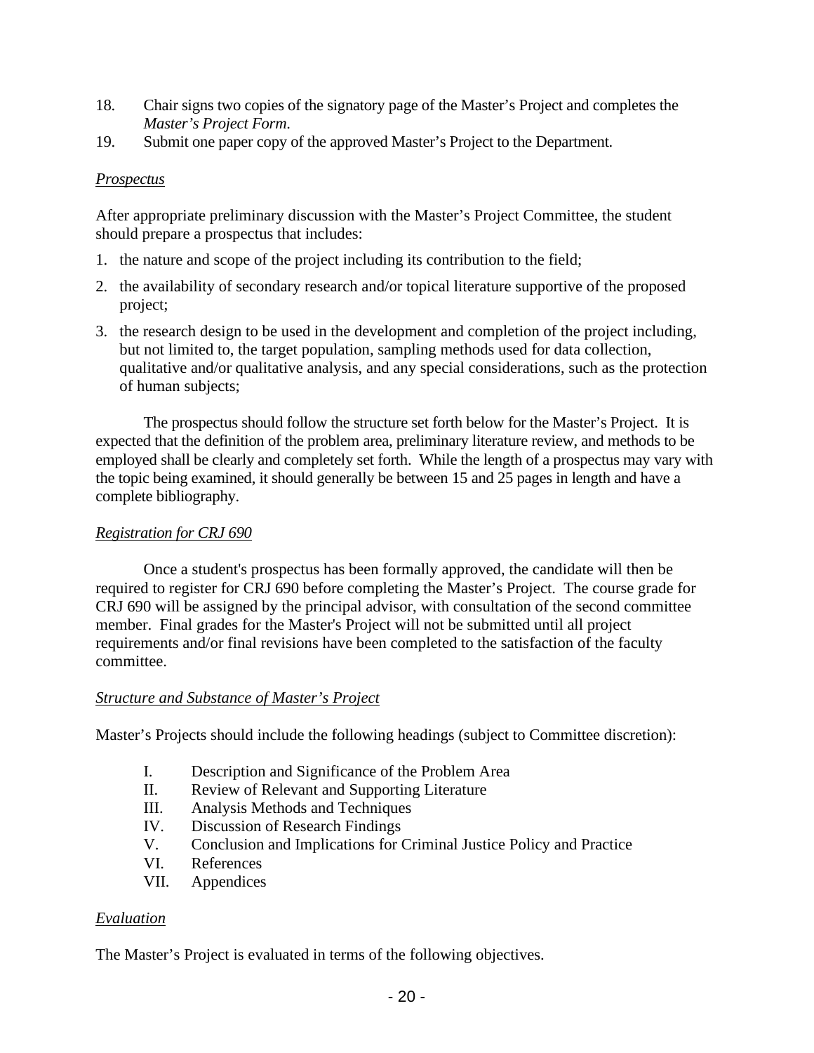18. Chair signs two copies of the signatory page of the Master's Project and completes the *Master's Project Form.*
19. Submit one paper copy of the approved Master's Project to the Department.

*Prospectus*

After appropriate preliminary discussion with the Master's Project Committee, the student should prepare a prospectus that includes:

1. the nature and scope of the project including its contribution to the field;
2. the availability of secondary research and/or topical literature supportive of the proposed project;
3. the research design to be used in the development and completion of the project including, but not limited to, the target population, sampling methods used for data collection, qualitative and/or qualitative analysis, and any special considerations, such as the protection of human subjects;

The prospectus should follow the structure set forth below for the Master's Project. It is expected that the definition of the problem area, preliminary literature review, and methods to be employed shall be clearly and completely set forth. While the length of a prospectus may vary with the topic being examined, it should generally be between 15 and 25 pages in length and have a complete bibliography.

*Registration for CRJ 690*

Once a student's prospectus has been formally approved, the candidate will then be required to register for CRJ 690 before completing the Master's Project. The course grade for CRJ 690 will be assigned by the principal advisor, with consultation of the second committee member. Final grades for the Master's Project will not be submitted until all project requirements and/or final revisions have been completed to the satisfaction of the faculty committee.

*Structure and Substance of Master's Project*

Master's Projects should include the following headings (subject to Committee discretion):

I. Description and Significance of the Problem Area
II. Review of Relevant and Supporting Literature
III. Analysis Methods and Techniques
IV. Discussion of Research Findings
V. Conclusion and Implications for Criminal Justice Policy and Practice
VI. References
VII. Appendices

*Evaluation*

The Master's Project is evaluated in terms of the following objectives.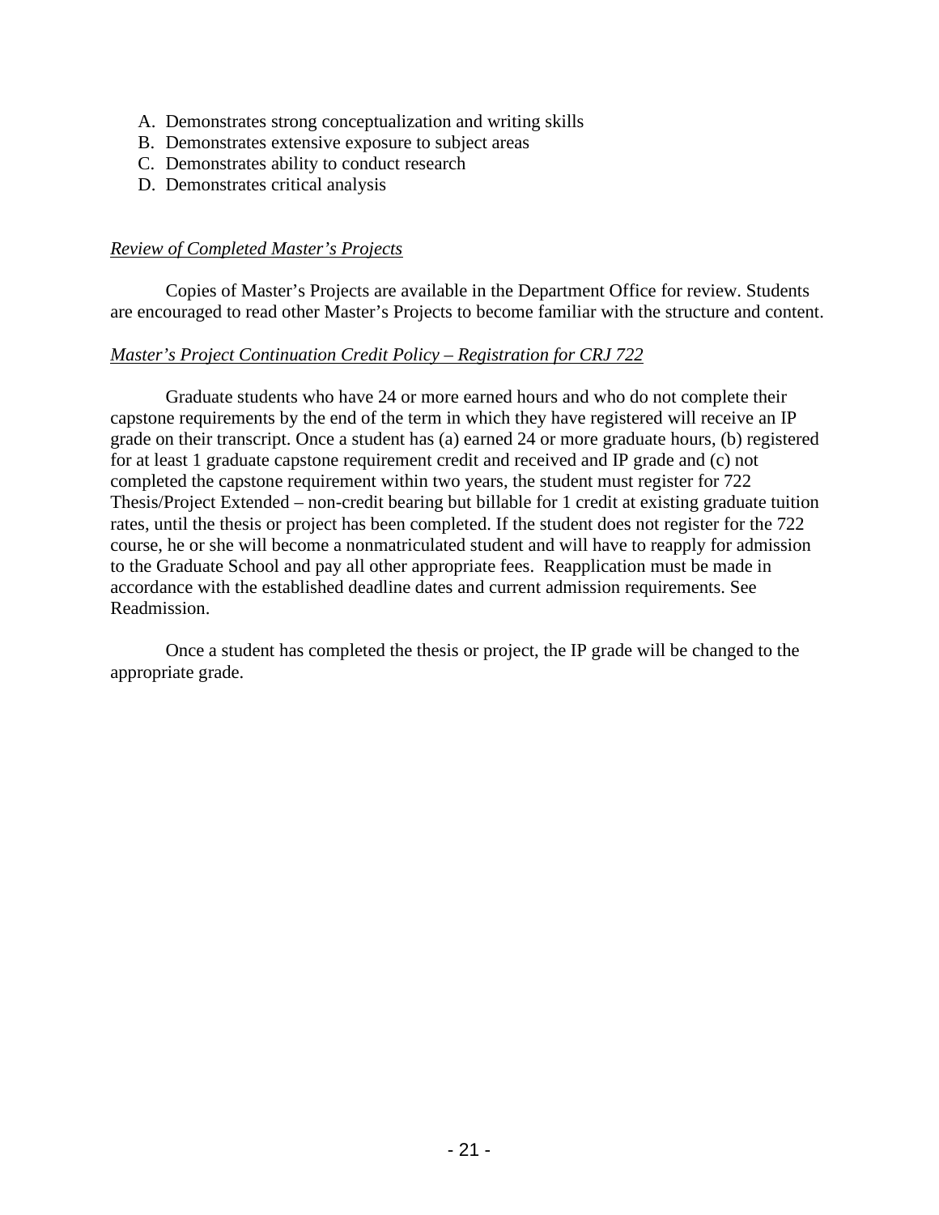A. Demonstrates strong conceptualization and writing skills
B. Demonstrates extensive exposure to subject areas
C. Demonstrates ability to conduct research
D. Demonstrates critical analysis

*Review of Completed Master's Projects*

Copies of Master's Projects are available in the Department Office for review. Students are encouraged to read other Master's Projects to become familiar with the structure and content.

*Master's Project Continuation Credit Policy – Registration for CRJ 722*

Graduate students who have 24 or more earned hours and who do not complete their capstone requirements by the end of the term in which they have registered will receive an IP grade on their transcript. Once a student has (a) earned 24 or more graduate hours, (b) registered for at least 1 graduate capstone requirement credit and received and IP grade and (c) not completed the capstone requirement within two years, the student must register for 722 Thesis/Project Extended – non-credit bearing but billable for 1 credit at existing graduate tuition rates, until the thesis or project has been completed. If the student does not register for the 722 course, he or she will become a nonmatriculated student and will have to reapply for admission to the Graduate School and pay all other appropriate fees. Reapplication must be made in accordance with the established deadline dates and current admission requirements. See Readmission.

Once a student has completed the thesis or project, the IP grade will be changed to the appropriate grade.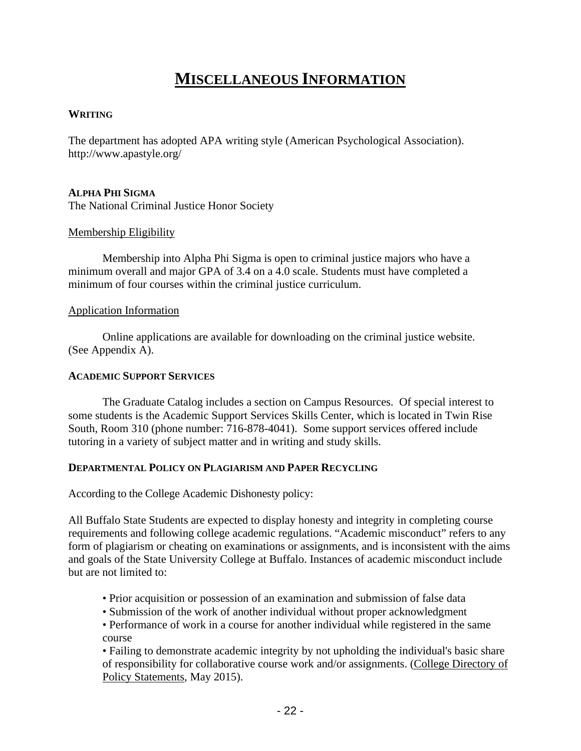# MISCELLANEOUS INFORMATION

### WRITING

The department has adopted APA writing style (American Psychological Association). http://www.apastyle.org/

### ALPHA PHI SIGMA

The National Criminal Justice Honor Society

Membership Eligibility

Membership into Alpha Phi Sigma is open to criminal justice majors who have a minimum overall and major GPA of 3.4 on a 4.0 scale. Students must have completed a minimum of four courses within the criminal justice curriculum.

Application Information

Online applications are available for downloading on the criminal justice website. (See Appendix A).

### ACADEMIC SUPPORT SERVICES

The Graduate Catalog includes a section on Campus Resources. Of special interest to some students is the Academic Support Services Skills Center, which is located in Twin Rise South, Room 310 (phone number: 716-878-4041). Some support services offered include tutoring in a variety of subject matter and in writing and study skills.

### DEPARTMENTAL POLICY ON PLAGIARISM AND PAPER RECYCLING

According to the College Academic Dishonesty policy:

All Buffalo State Students are expected to display honesty and integrity in completing course requirements and following college academic regulations. "Academic misconduct" refers to any form of plagiarism or cheating on examinations or assignments, and is inconsistent with the aims and goals of the State University College at Buffalo. Instances of academic misconduct include but are not limited to:

- Prior acquisition or possession of an examination and submission of false data
- Submission of the work of another individual without proper acknowledgment
- Performance of work in a course for another individual while registered in the same course
- Failing to demonstrate academic integrity by not upholding the individual's basic share of responsibility for collaborative course work and/or assignments. (College Directory of Policy Statements, May 2015).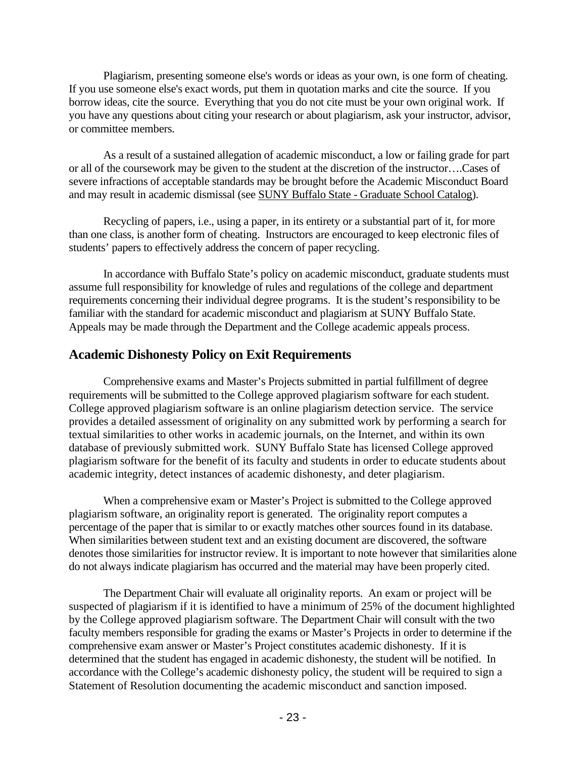Plagiarism, presenting someone else's words or ideas as your own, is one form of cheating. If you use someone else's exact words, put them in quotation marks and cite the source. If you borrow ideas, cite the source. Everything that you do not cite must be your own original work. If you have any questions about citing your research or about plagiarism, ask your instructor, advisor, or committee members.

As a result of a sustained allegation of academic misconduct, a low or failing grade for part or all of the coursework may be given to the student at the discretion of the instructor….Cases of severe infractions of acceptable standards may be brought before the Academic Misconduct Board and may result in academic dismissal (see SUNY Buffalo State - Graduate School Catalog).

Recycling of papers, i.e., using a paper, in its entirety or a substantial part of it, for more than one class, is another form of cheating. Instructors are encouraged to keep electronic files of students' papers to effectively address the concern of paper recycling.

In accordance with Buffalo State's policy on academic misconduct, graduate students must assume full responsibility for knowledge of rules and regulations of the college and department requirements concerning their individual degree programs. It is the student's responsibility to be familiar with the standard for academic misconduct and plagiarism at SUNY Buffalo State. Appeals may be made through the Department and the College academic appeals process.

## Academic Dishonesty Policy on Exit Requirements

Comprehensive exams and Master's Projects submitted in partial fulfillment of degree requirements will be submitted to the College approved plagiarism software for each student. College approved plagiarism software is an online plagiarism detection service. The service provides a detailed assessment of originality on any submitted work by performing a search for textual similarities to other works in academic journals, on the Internet, and within its own database of previously submitted work. SUNY Buffalo State has licensed College approved plagiarism software for the benefit of its faculty and students in order to educate students about academic integrity, detect instances of academic dishonesty, and deter plagiarism.

When a comprehensive exam or Master's Project is submitted to the College approved plagiarism software, an originality report is generated. The originality report computes a percentage of the paper that is similar to or exactly matches other sources found in its database. When similarities between student text and an existing document are discovered, the software denotes those similarities for instructor review. It is important to note however that similarities alone do not always indicate plagiarism has occurred and the material may have been properly cited.

The Department Chair will evaluate all originality reports. An exam or project will be suspected of plagiarism if it is identified to have a minimum of 25% of the document highlighted by the College approved plagiarism software. The Department Chair will consult with the two faculty members responsible for grading the exams or Master's Projects in order to determine if the comprehensive exam answer or Master's Project constitutes academic dishonesty. If it is determined that the student has engaged in academic dishonesty, the student will be notified. In accordance with the College's academic dishonesty policy, the student will be required to sign a Statement of Resolution documenting the academic misconduct and sanction imposed.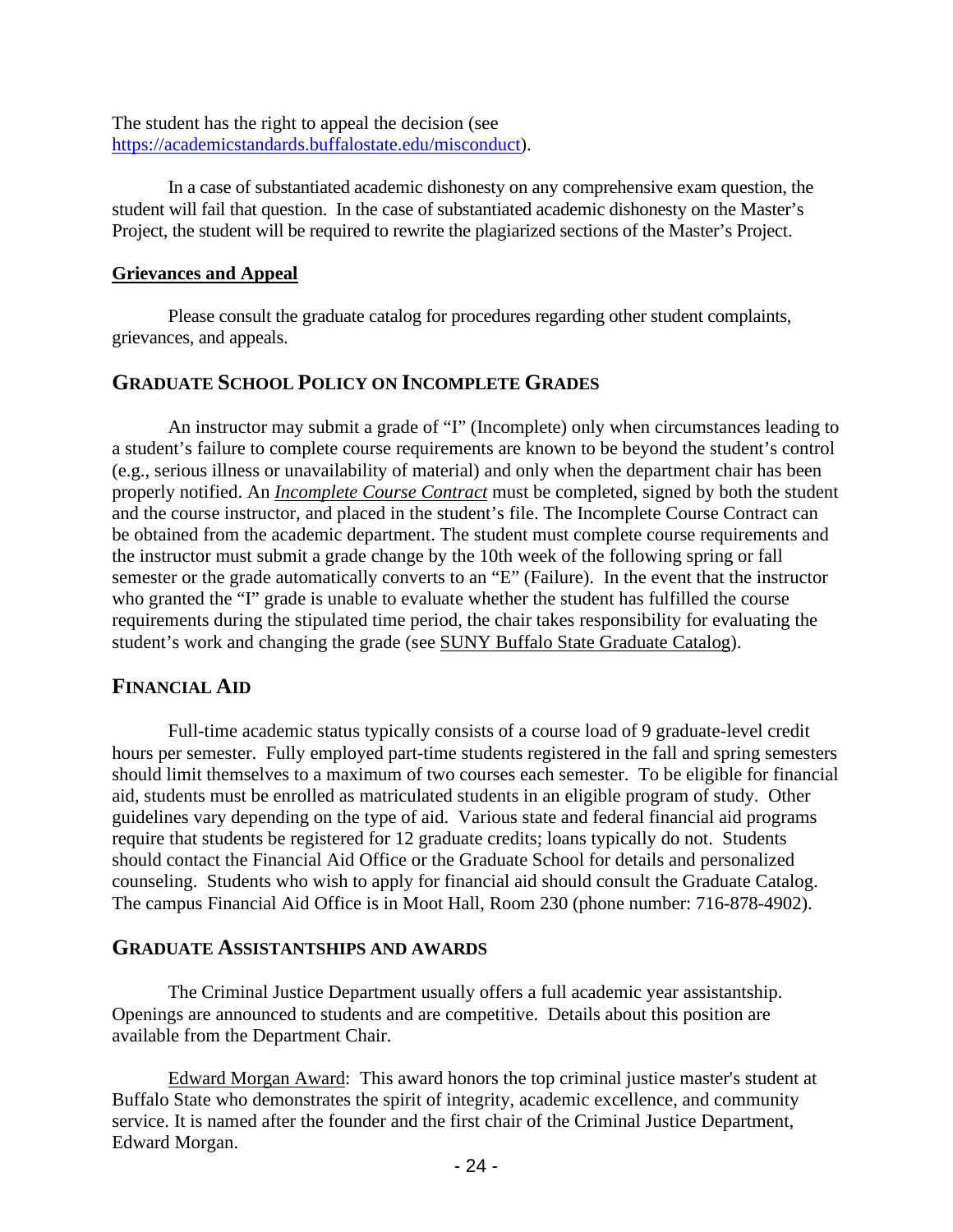The student has the right to appeal the decision (see https://academicstandards.buffalostate.edu/misconduct).

In a case of substantiated academic dishonesty on any comprehensive exam question, the student will fail that question. In the case of substantiated academic dishonesty on the Master's Project, the student will be required to rewrite the plagiarized sections of the Master's Project.

**Grievances and Appeal**

Please consult the graduate catalog for procedures regarding other student complaints, grievances, and appeals.

## Graduate School Policy on Incomplete Grades

An instructor may submit a grade of "I" (Incomplete) only when circumstances leading to a student's failure to complete course requirements are known to be beyond the student's control (e.g., serious illness or unavailability of material) and only when the department chair has been properly notified. An ***Incomplete Course Contract*** must be completed, signed by both the student and the course instructor, and placed in the student's file. The Incomplete Course Contract can be obtained from the academic department. The student must complete course requirements and the instructor must submit a grade change by the 10th week of the following spring or fall semester or the grade automatically converts to an "E" (Failure). In the event that the instructor who granted the "I" grade is unable to evaluate whether the student has fulfilled the course requirements during the stipulated time period, the chair takes responsibility for evaluating the student's work and changing the grade (see SUNY Buffalo State Graduate Catalog).

## Financial Aid

Full-time academic status typically consists of a course load of 9 graduate-level credit hours per semester. Fully employed part-time students registered in the fall and spring semesters should limit themselves to a maximum of two courses each semester. To be eligible for financial aid, students must be enrolled as matriculated students in an eligible program of study. Other guidelines vary depending on the type of aid. Various state and federal financial aid programs require that students be registered for 12 graduate credits; loans typically do not. Students should contact the Financial Aid Office or the Graduate School for details and personalized counseling. Students who wish to apply for financial aid should consult the Graduate Catalog. The campus Financial Aid Office is in Moot Hall, Room 230 (phone number: 716-878-4902).

## Graduate Assistantships and Awards

The Criminal Justice Department usually offers a full academic year assistantship. Openings are announced to students and are competitive. Details about this position are available from the Department Chair.

Edward Morgan Award: This award honors the top criminal justice master's student at Buffalo State who demonstrates the spirit of integrity, academic excellence, and community service. It is named after the founder and the first chair of the Criminal Justice Department, Edward Morgan.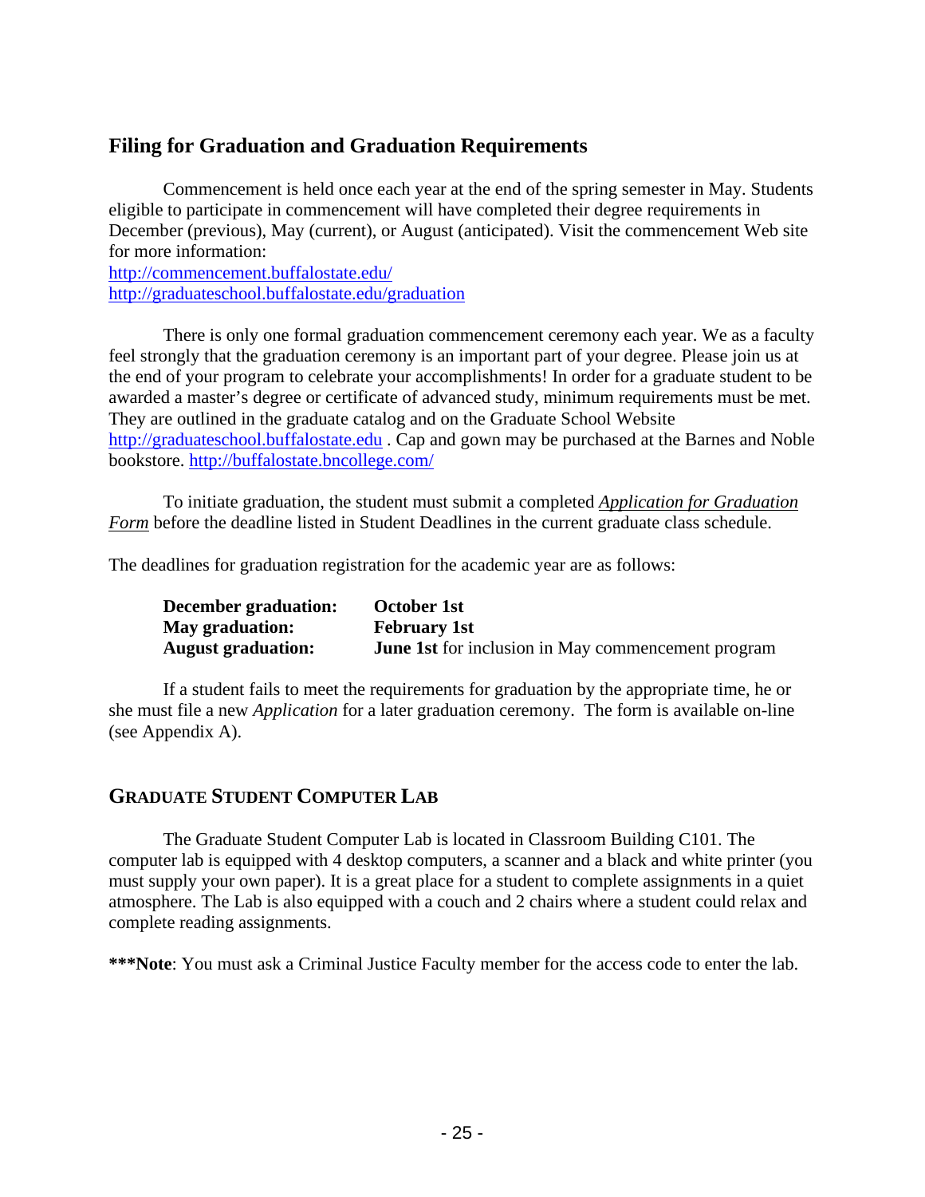## Filing for Graduation and Graduation Requirements

Commencement is held once each year at the end of the spring semester in May. Students eligible to participate in commencement will have completed their degree requirements in December (previous), May (current), or August (anticipated). Visit the commencement Web site for more information:
http://commencement.buffalostate.edu/
http://graduateschool.buffalostate.edu/graduation

There is only one formal graduation commencement ceremony each year. We as a faculty feel strongly that the graduation ceremony is an important part of your degree. Please join us at the end of your program to celebrate your accomplishments! In order for a graduate student to be awarded a master's degree or certificate of advanced study, minimum requirements must be met. They are outlined in the graduate catalog and on the Graduate School Website http://graduateschool.buffalostate.edu . Cap and gown may be purchased at the Barnes and Noble bookstore. http://buffalostate.bncollege.com/

To initiate graduation, the student must submit a completed *Application for Graduation Form* before the deadline listed in Student Deadlines in the current graduate class schedule.

The deadlines for graduation registration for the academic year are as follows:

| | |
|---|---|
| **December graduation:** | **October 1st** |
| **May graduation:** | **February 1st** |
| **August graduation:** | **June 1st** for inclusion in May commencement program |

If a student fails to meet the requirements for graduation by the appropriate time, he or she must file a new *Application* for a later graduation ceremony. The form is available on-line (see Appendix A).

## GRADUATE STUDENT COMPUTER LAB

The Graduate Student Computer Lab is located in Classroom Building C101. The computer lab is equipped with 4 desktop computers, a scanner and a black and white printer (you must supply your own paper). It is a great place for a student to complete assignments in a quiet atmosphere. The Lab is also equipped with a couch and 2 chairs where a student could relax and complete reading assignments.

**\*\*\*Note**: You must ask a Criminal Justice Faculty member for the access code to enter the lab.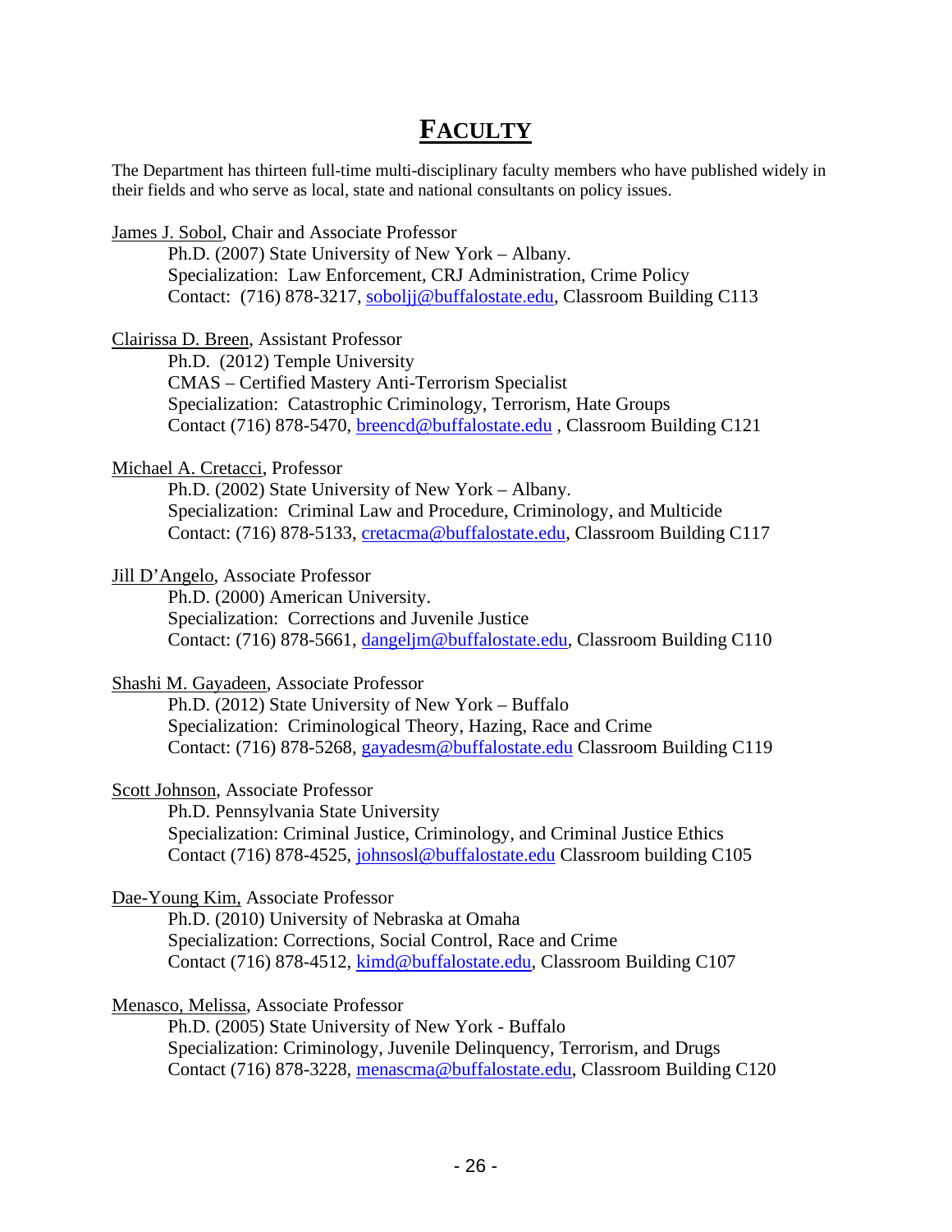# FACULTY

The Department has thirteen full-time multi-disciplinary faculty members who have published widely in their fields and who serve as local, state and national consultants on policy issues.

James J. Sobol, Chair and Associate Professor
Ph.D. (2007) State University of New York – Albany.
Specialization: Law Enforcement, CRJ Administration, Crime Policy
Contact: (716) 878-3217, soboljj@buffalostate.edu, Classroom Building C113

Clairissa D. Breen, Assistant Professor
Ph.D. (2012) Temple University
CMAS – Certified Mastery Anti-Terrorism Specialist
Specialization: Catastrophic Criminology, Terrorism, Hate Groups
Contact (716) 878-5470, breencd@buffalostate.edu , Classroom Building C121

Michael A. Cretacci, Professor
Ph.D. (2002) State University of New York – Albany.
Specialization: Criminal Law and Procedure, Criminology, and Multicide
Contact: (716) 878-5133, cretacma@buffalostate.edu, Classroom Building C117

Jill D'Angelo, Associate Professor
Ph.D. (2000) American University.
Specialization: Corrections and Juvenile Justice
Contact: (716) 878-5661, dangeljm@buffalostate.edu, Classroom Building C110

Shashi M. Gayadeen, Associate Professor
Ph.D. (2012) State University of New York – Buffalo
Specialization: Criminological Theory, Hazing, Race and Crime
Contact: (716) 878-5268, gayadesm@buffalostate.edu Classroom Building C119

Scott Johnson, Associate Professor
Ph.D. Pennsylvania State University
Specialization: Criminal Justice, Criminology, and Criminal Justice Ethics
Contact (716) 878-4525, johnsosl@buffalostate.edu Classroom building C105

Dae-Young Kim, Associate Professor
Ph.D. (2010) University of Nebraska at Omaha
Specialization: Corrections, Social Control, Race and Crime
Contact (716) 878-4512, kimd@buffalostate.edu, Classroom Building C107

Menasco, Melissa, Associate Professor
Ph.D. (2005) State University of New York - Buffalo
Specialization: Criminology, Juvenile Delinquency, Terrorism, and Drugs
Contact (716) 878-3228, menascma@buffalostate.edu, Classroom Building C120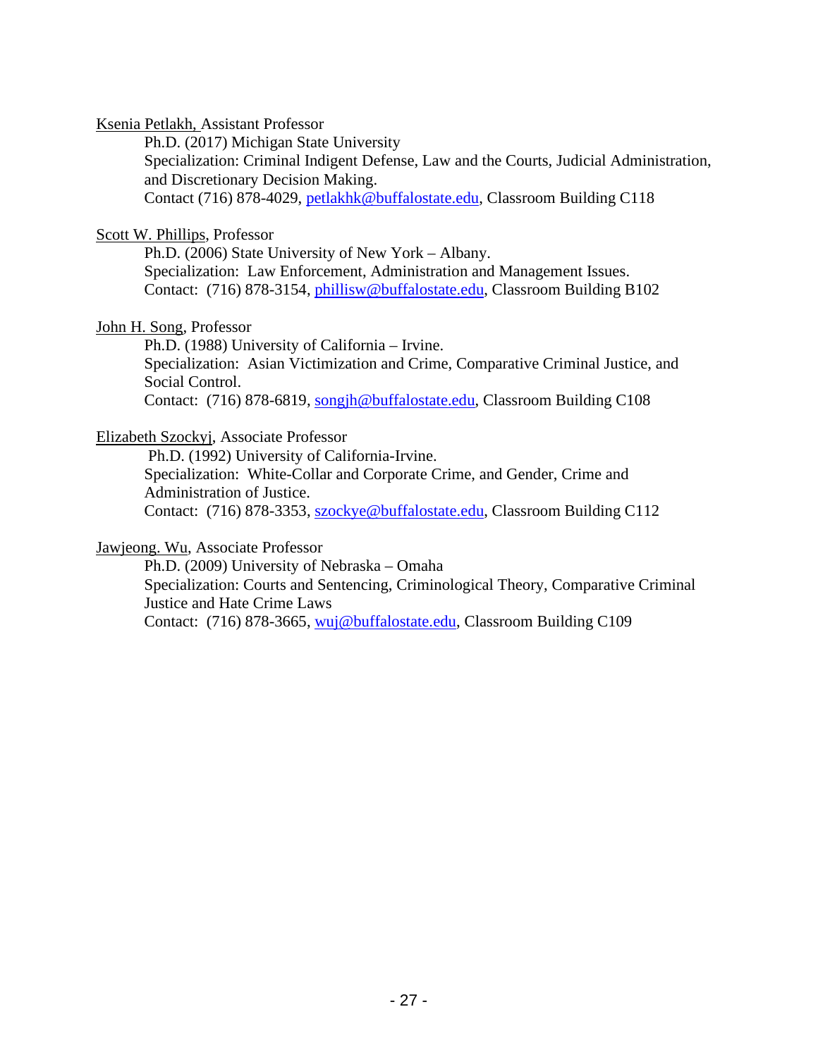Ksenia Petlakh, Assistant Professor

Ph.D. (2017) Michigan State University
Specialization: Criminal Indigent Defense, Law and the Courts, Judicial Administration, and Discretionary Decision Making.
Contact (716) 878-4029, petlakhk@buffalostate.edu, Classroom Building C118

Scott W. Phillips, Professor

Ph.D. (2006) State University of New York – Albany.
Specialization: Law Enforcement, Administration and Management Issues.
Contact: (716) 878-3154, phillisw@buffalostate.edu, Classroom Building B102

John H. Song, Professor

Ph.D. (1988) University of California – Irvine.
Specialization: Asian Victimization and Crime, Comparative Criminal Justice, and Social Control.
Contact: (716) 878-6819, songjh@buffalostate.edu, Classroom Building C108

Elizabeth Szockyj, Associate Professor

Ph.D. (1992) University of California-Irvine.
Specialization: White-Collar and Corporate Crime, and Gender, Crime and Administration of Justice.
Contact: (716) 878-3353, szockye@buffalostate.edu, Classroom Building C112

Jawjeong. Wu, Associate Professor

Ph.D. (2009) University of Nebraska – Omaha
Specialization: Courts and Sentencing, Criminological Theory, Comparative Criminal Justice and Hate Crime Laws
Contact: (716) 878-3665, wuj@buffalostate.edu, Classroom Building C109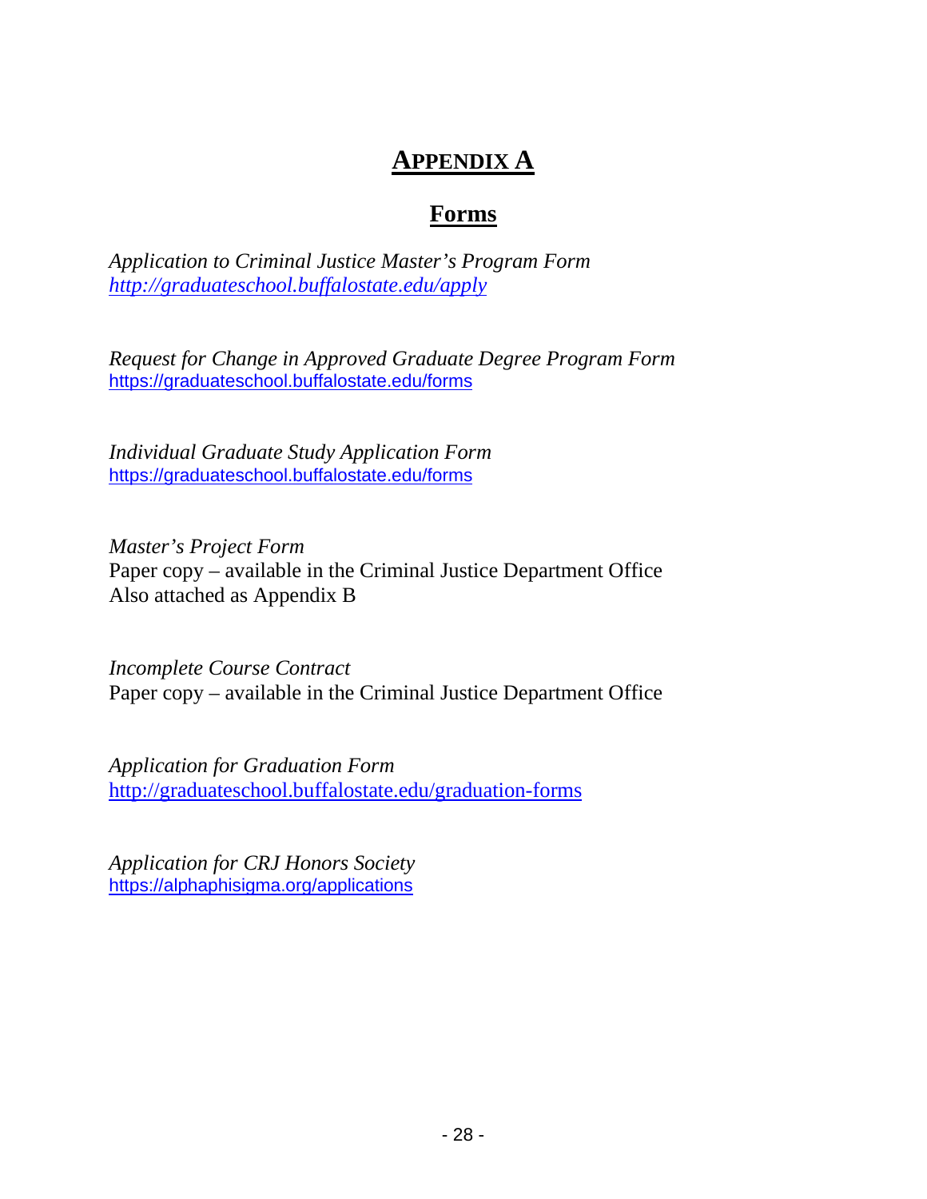# APPENDIX A

## Forms

*Application to Criminal Justice Master's Program Form*
*http://graduateschool.buffalostate.edu/apply*

*Request for Change in Approved Graduate Degree Program Form*
https://graduateschool.buffalostate.edu/forms

*Individual Graduate Study Application Form*
https://graduateschool.buffalostate.edu/forms

*Master's Project Form*
Paper copy – available in the Criminal Justice Department Office
Also attached as Appendix B

*Incomplete Course Contract*
Paper copy – available in the Criminal Justice Department Office

*Application for Graduation Form*
http://graduateschool.buffalostate.edu/graduation-forms

*Application for CRJ Honors Society*
https://alphaphisigma.org/applications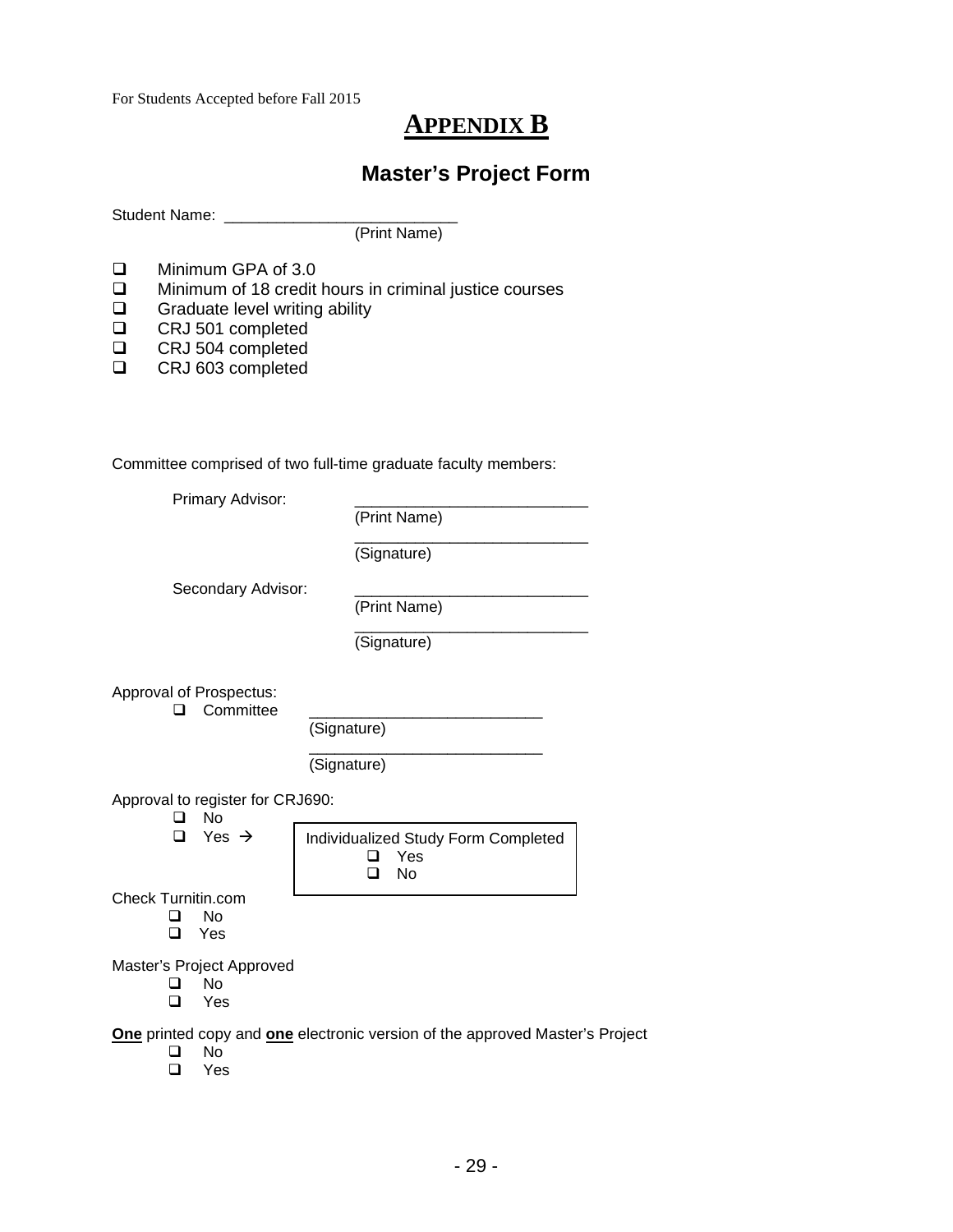For Students Accepted before Fall 2015

# APPENDIX B

## Master's Project Form

Student Name: ___________________________
(Print Name)

- ❑ Minimum GPA of 3.0
- ❑ Minimum of 18 credit hours in criminal justice courses
- ❑ Graduate level writing ability
- ❑ CRJ 501 completed
- ❑ CRJ 504 completed
- ❑ CRJ 603 completed

Committee comprised of two full-time graduate faculty members:

Primary Advisor: ___________________________
(Print Name)

___________________________
(Signature)

Secondary Advisor: ___________________________
(Print Name)

___________________________
(Signature)

Approval of Prospectus:

❑ Committee ___________________________
(Signature)

___________________________
(Signature)

Approval to register for CRJ690:

- ❑ No
- ❑ Yes →

Individualized Study Form Completed

- ❑ Yes
- ❑ No

Check Turnitin.com

- ❑ No
- ❑ Yes

Master's Project Approved

- ❑ No
- ❑ Yes

**One** printed copy and **one** electronic version of the approved Master's Project

- ❑ No
- ❑ Yes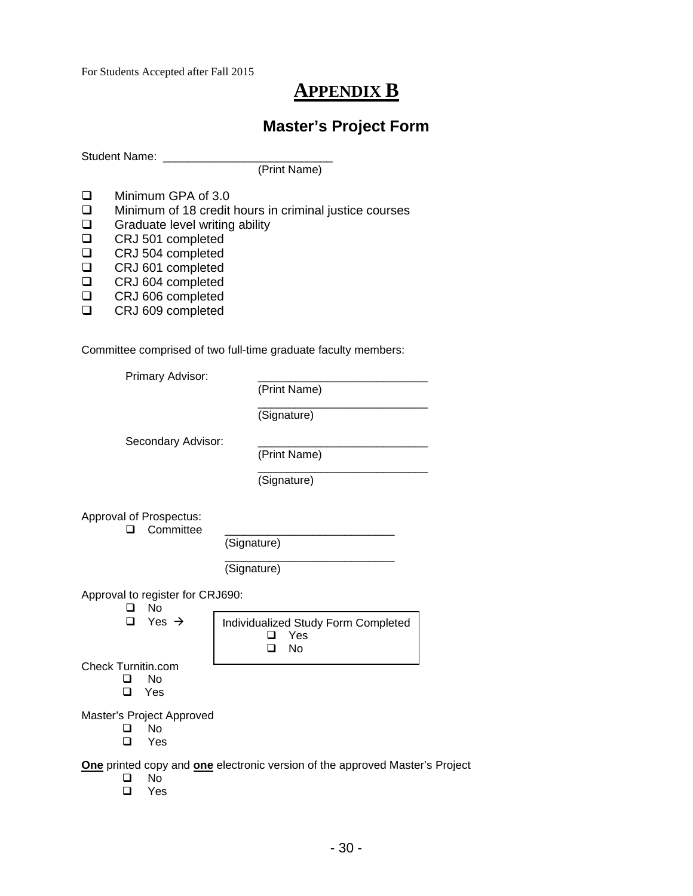For Students Accepted after Fall 2015

# APPENDIX B

## Master's Project Form

Student Name: ___________________________
(Print Name)

- ☐ Minimum GPA of 3.0
- ☐ Minimum of 18 credit hours in criminal justice courses
- ☐ Graduate level writing ability
- ☐ CRJ 501 completed
- ☐ CRJ 504 completed
- ☐ CRJ 601 completed
- ☐ CRJ 604 completed
- ☐ CRJ 606 completed
- ☐ CRJ 609 completed

Committee comprised of two full-time graduate faculty members:

Primary Advisor: ___________________________
(Print Name)

___________________________
(Signature)

Secondary Advisor: ___________________________
(Print Name)

___________________________
(Signature)

Approval of Prospectus:

- ☐ Committee ___________________________
(Signature)

___________________________
(Signature)

Approval to register for CRJ690:

- ☐ No
- ☐ Yes →

Individualized Study Form Completed
- ☐ Yes
- ☐ No

Check Turnitin.com
- ☐ No
- ☐ Yes

Master's Project Approved
- ☐ No
- ☐ Yes

**One** printed copy and **one** electronic version of the approved Master's Project
- ☐ No
- ☐ Yes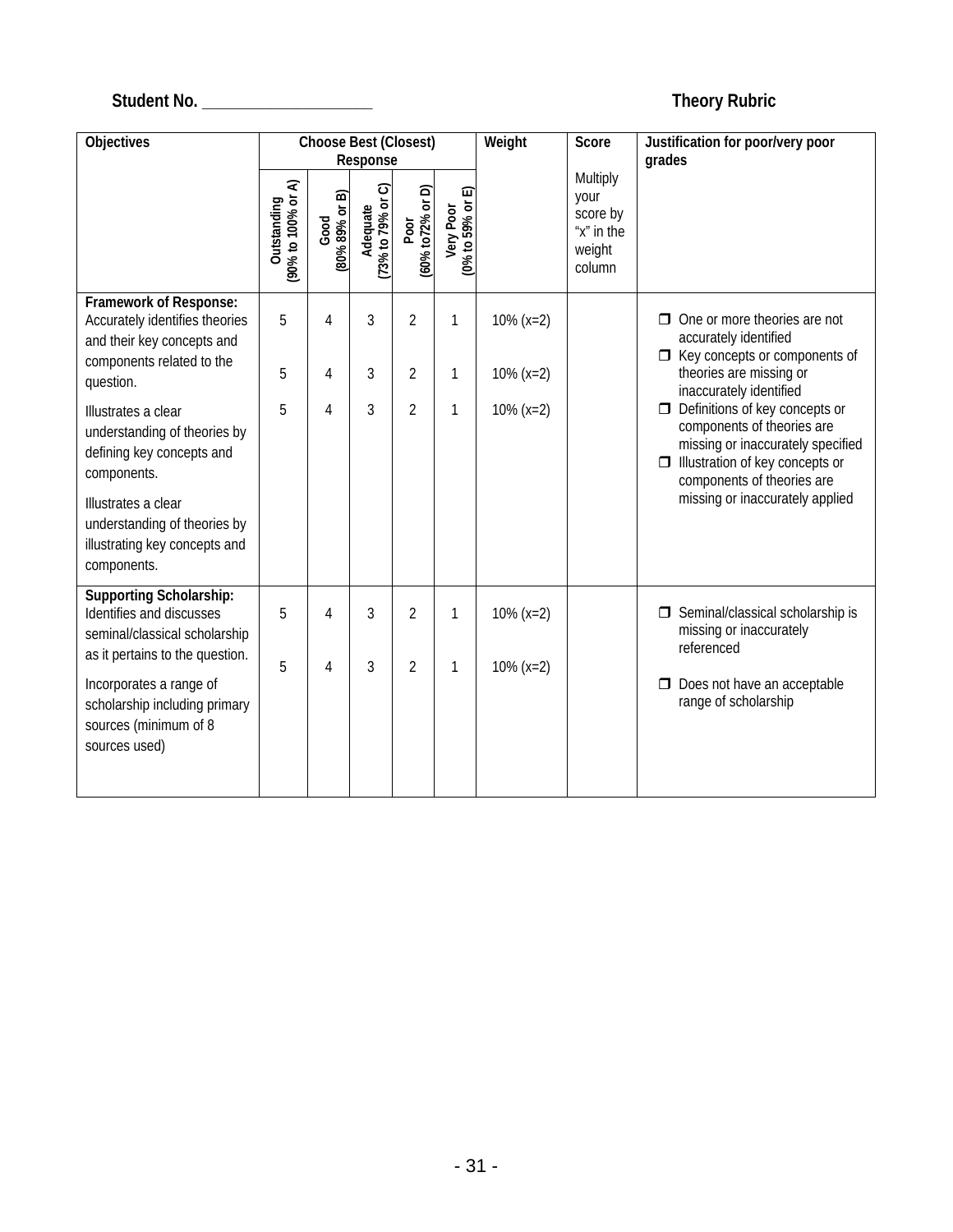**Student No. ____________________** **Theory Rubric**

| Objectives | Choose Best (Closest) Response | | | | | Weight | Score | Justification for poor/very poor grades |
|---|---|---|---|---|---|---|---|---|
| | Outstanding (90% to 100% or A) | Good (80% 89% or B) | Adequate (73% to 79% or C) | Poor (60% to72% or D) | Very Poor (0% to 59% or E) | | Multiply your score by "x" in the weight column | |
| **Framework of Response:** Accurately identifies theories and their key concepts and components related to the question. | 5 | 4 | 3 | 2 | 1 | 10% (x=2) | | ❒ One or more theories are not accurately identified<br>❒ Key concepts or components of theories are missing or inaccurately identified<br>❒ Definitions of key concepts or components of theories are missing or inaccurately specified<br>❒ Illustration of key concepts or components of theories are missing or inaccurately applied |
| Illustrates a clear understanding of theories by defining key concepts and components. | 5 | 4 | 3 | 2 | 1 | 10% (x=2) | | |
| Illustrates a clear understanding of theories by illustrating key concepts and components. | 5 | 4 | 3 | 2 | 1 | 10% (x=2) | | |
| **Supporting Scholarship:** Identifies and discusses seminal/classical scholarship as it pertains to the question. | 5 | 4 | 3 | 2 | 1 | 10% (x=2) | | ❒ Seminal/classical scholarship is missing or inaccurately referenced |
| Incorporates a range of scholarship including primary sources (minimum of 8 sources used) | 5 | 4 | 3 | 2 | 1 | 10% (x=2) | | ❒ Does not have an acceptable range of scholarship |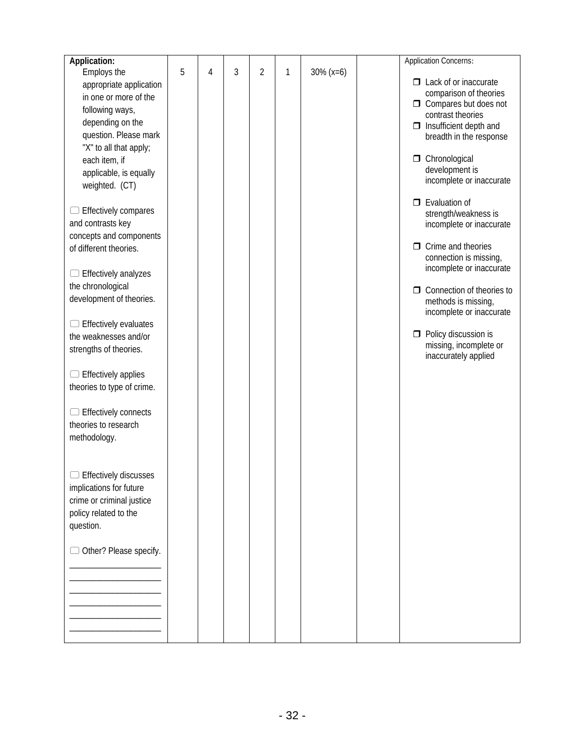| | | | | | | | | |
|---|---|---|---|---|---|---|---|---|
| **Application:**<br>Employs the appropriate application in one or more of the following ways, depending on the question. Please mark "X" to all that apply; each item, if applicable, is equally weighted. (CT)<br><br>☐ Effectively compares and contrasts key concepts and components of different theories.<br><br>☐ Effectively analyzes the chronological development of theories.<br><br>☐ Effectively evaluates the weaknesses and/or strengths of theories.<br><br>☐ Effectively applies theories to type of crime.<br><br>☐ Effectively connects theories to research methodology.<br><br>☐ Effectively discusses implications for future crime or criminal justice policy related to the question.<br><br>☐ Other? Please specify.<br>____________________<br>____________________<br>____________________<br>____________________<br>____________________<br>____________________ | 5 | 4 | 3 | 2 | 1 | 30% (x=6) | | Application Concerns:<br><br>☐ Lack of or inaccurate comparison of theories<br>☐ Compares but does not contrast theories<br>☐ Insufficient depth and breadth in the response<br><br>☐ Chronological development is incomplete or inaccurate<br><br>☐ Evaluation of strength/weakness is incomplete or inaccurate<br><br>☐ Crime and theories connection is missing, incomplete or inaccurate<br><br>☐ Connection of theories to methods is missing, incomplete or inaccurate<br><br>☐ Policy discussion is missing, incomplete or inaccurately applied |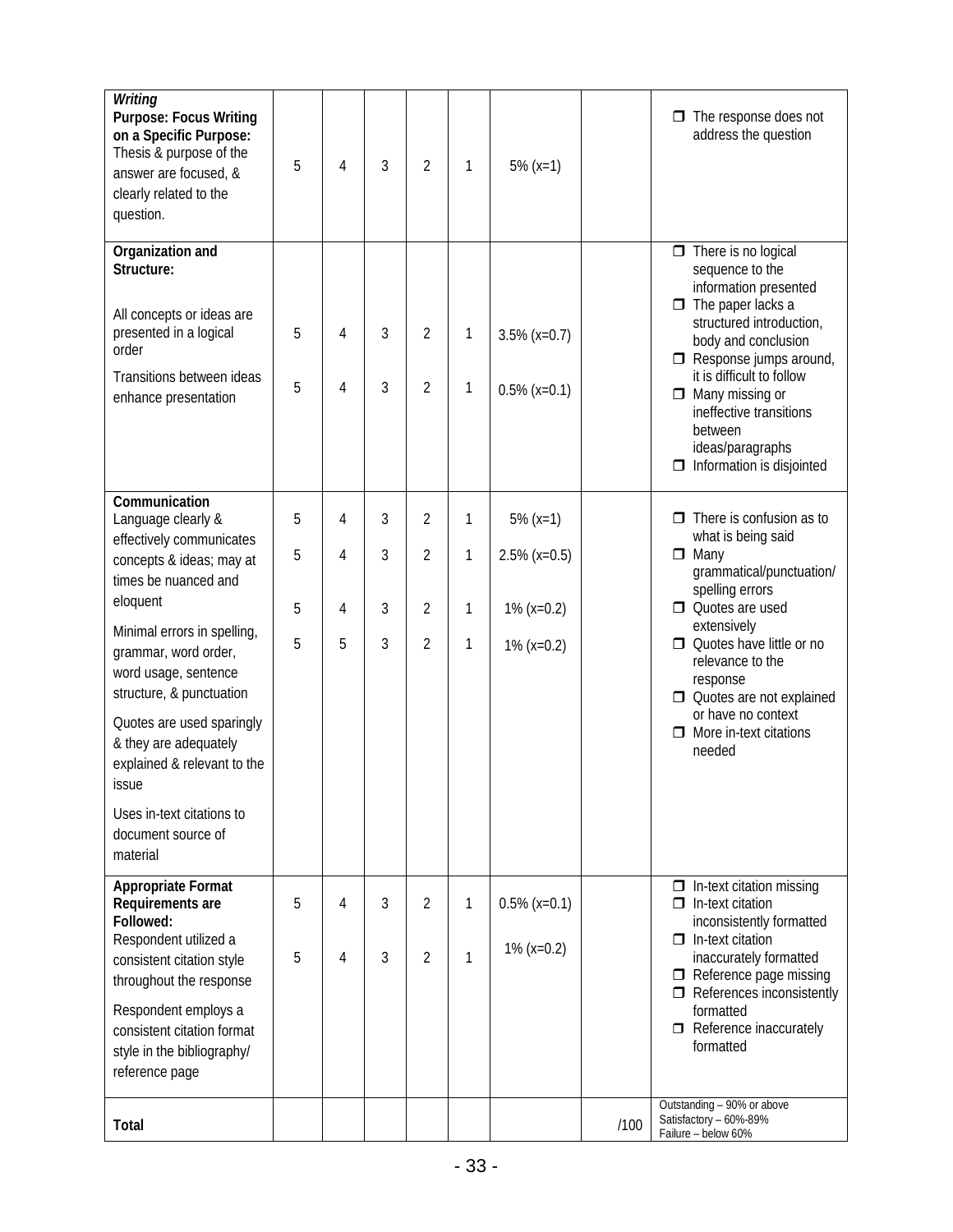| | | | | | | | | |
|---|---|---|---|---|---|---|---|---|
| ***Writing*** **Purpose: Focus Writing on a Specific Purpose:** Thesis & purpose of the answer are focused, & clearly related to the question. | 5 | 4 | 3 | 2 | 1 | 5% (x=1) | | ❒ The response does not address the question |
| **Organization and Structure:**<br><br>All concepts or ideas are presented in a logical order<br><br>Transitions between ideas enhance presentation | 5<br><br>5 | 4<br><br>4 | 3<br><br>3 | 2<br><br>2 | 1<br><br>1 | 3.5% (x=0.7)<br><br>0.5% (x=0.1) | | ❒ There is no logical sequence to the information presented<br>❒ The paper lacks a structured introduction, body and conclusion<br>❒ Response jumps around, it is difficult to follow<br>❒ Many missing or ineffective transitions between ideas/paragraphs<br>❒ Information is disjointed |
| **Communication** Language clearly & effectively communicates concepts & ideas; may at times be nuanced and eloquent<br><br>Minimal errors in spelling, grammar, word order, word usage, sentence structure, & punctuation<br><br>Quotes are used sparingly & they are adequately explained & relevant to the issue<br><br>Uses in-text citations to document source of material | 5<br>5<br>5<br>5 | 4<br>4<br>4<br>5 | 3<br>3<br>3<br>3 | 2<br>2<br>2<br>2 | 1<br>1<br>1<br>1 | 5% (x=1)<br>2.5% (x=0.5)<br>1% (x=0.2)<br>1% (x=0.2) | | ❒ There is confusion as to what is being said<br>❒ Many grammatical/punctuation/spelling errors<br>❒ Quotes are used extensively<br>❒ Quotes have little or no relevance to the response<br>❒ Quotes are not explained or have no context<br>❒ More in-text citations needed |
| **Appropriate Format Requirements are Followed:** Respondent utilized a consistent citation style throughout the response<br><br>Respondent employs a consistent citation format style in the bibliography/ reference page | 5<br><br>5 | 4<br><br>4 | 3<br><br>3 | 2<br><br>2 | 1<br><br>1 | 0.5% (x=0.1)<br><br>1% (x=0.2) | | ❒ In-text citation missing<br>❒ In-text citation inconsistently formatted<br>❒ In-text citation inaccurately formatted<br>❒ Reference page missing<br>❒ References inconsistently formatted<br>❒ Reference inaccurately formatted |
| **Total** | | | | | | | /100 | Outstanding – 90% or above<br>Satisfactory – 60%-89%<br>Failure – below 60% |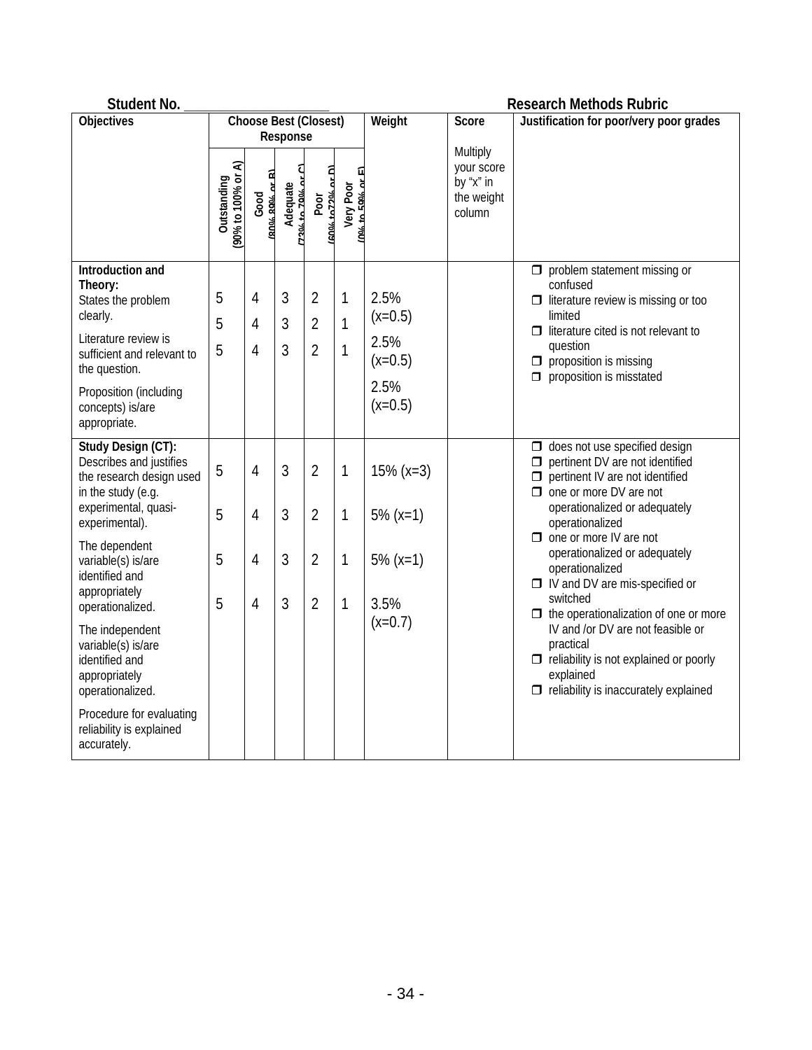**Student No. ____________________** **Research Methods Rubric**

| Objectives | Choose Best (Closest) Response | | | | | Weight | Score | Justification for poor/very poor grades |
|---|---|---|---|---|---|---|---|---|
| | Outstanding (90% to 100% or A) | Good (80%-89% or B) | Adequate (73% to 79% or C) | Poor (60% to72% or D) | Very Poor (0% to 59% or F) | | Multiply your score by "x" in the weight column | |
| **Introduction and Theory:** | | | | | | | | ❒ problem statement missing or confused<br>❒ literature review is missing or too limited<br>❒ literature cited is not relevant to question<br>❒ proposition is missing<br>❒ proposition is misstated |
| States the problem clearly. | 5 | 4 | 3 | 2 | 1 | 2.5% (x=0.5) | | |
| Literature review is sufficient and relevant to the question. | 5 | 4 | 3 | 2 | 1 | 2.5% (x=0.5) | | |
| Proposition (including concepts) is/are appropriate. | 5 | 4 | 3 | 2 | 1 | 2.5% (x=0.5) | | |
| **Study Design (CT):** | | | | | | | | ❒ does not use specified design<br>❒ pertinent DV are not identified<br>❒ pertinent IV are not identified<br>❒ one or more DV are not operationalized or adequately operationalized<br>❒ one or more IV are not operationalized or adequately operationalized<br>❒ IV and DV are mis-specified or switched<br>❒ the operationalization of one or more IV and /or DV are not feasible or practical<br>❒ reliability is not explained or poorly explained<br>❒ reliability is inaccurately explained |
| Describes and justifies the research design used in the study (e.g. experimental, quasi-experimental). | 5 | 4 | 3 | 2 | 1 | 15% (x=3) | | |
| The dependent variable(s) is/are identified and appropriately operationalized. | 5 | 4 | 3 | 2 | 1 | 5% (x=1) | | |
| The independent variable(s) is/are identified and appropriately operationalized. | 5 | 4 | 3 | 2 | 1 | 5% (x=1) | | |
| Procedure for evaluating reliability is explained accurately. | 5 | 4 | 3 | 2 | 1 | 3.5% (x=0.7) | | |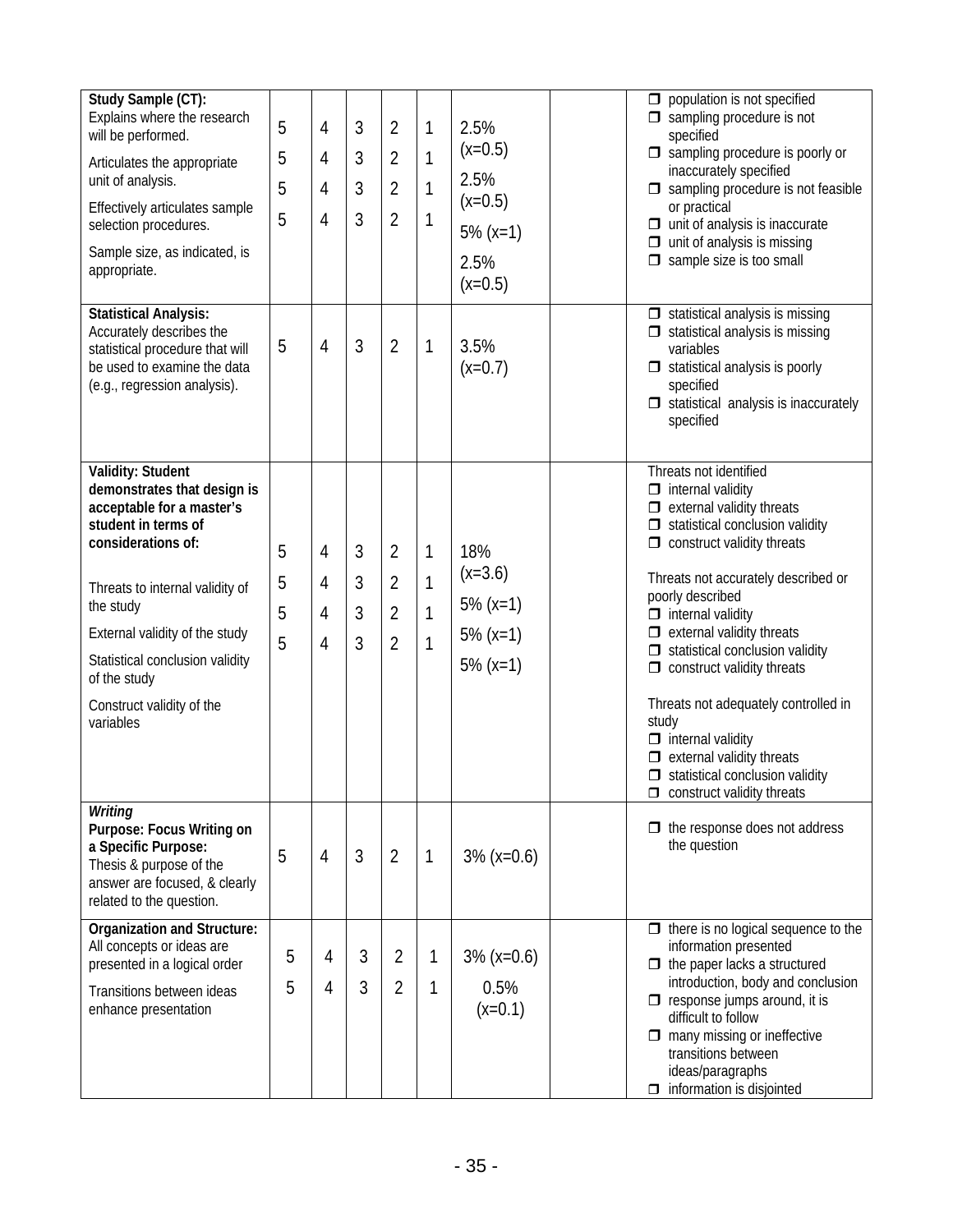| | | | | | | | | |
|---|---|---|---|---|---|---|---|---|
| **Study Sample (CT):**<br>Explains where the research will be performed.<br>Articulates the appropriate unit of analysis.<br>Effectively articulates sample selection procedures.<br>Sample size, as indicated, is appropriate. | 5<br>5<br>5<br>5 | 4<br>4<br>4<br>4 | 3<br>3<br>3<br>3 | 2<br>2<br>2<br>2 | 1<br>1<br>1<br>1 | 2.5% (x=0.5)<br>2.5% (x=0.5)<br>5% (x=1)<br>2.5% (x=0.5) | | ❐ population is not specified<br>❐ sampling procedure is not specified<br>❐ sampling procedure is poorly or inaccurately specified<br>❐ sampling procedure is not feasible or practical<br>❐ unit of analysis is inaccurate<br>❐ unit of analysis is missing<br>❐ sample size is too small |
| **Statistical Analysis:**<br>Accurately describes the statistical procedure that will be used to examine the data (e.g., regression analysis). | 5 | 4 | 3 | 2 | 1 | 3.5% (x=0.7) | | ❐ statistical analysis is missing<br>❐ statistical analysis is missing variables<br>❐ statistical analysis is poorly specified<br>❐ statistical analysis is inaccurately specified |
| **Validity: Student demonstrates that design is acceptable for a master's student in terms of considerations of:**<br>Threats to internal validity of the study<br>External validity of the study<br>Statistical conclusion validity of the study<br>Construct validity of the variables | 5<br>5<br>5<br>5 | 4<br>4<br>4<br>4 | 3<br>3<br>3<br>3 | 2<br>2<br>2<br>2 | 1<br>1<br>1<br>1 | 18% (x=3.6)<br>5% (x=1)<br>5% (x=1)<br>5% (x=1) | | Threats not identified<br>❐ internal validity<br>❐ external validity threats<br>❐ statistical conclusion validity<br>❐ construct validity threats<br><br>Threats not accurately described or poorly described<br>❐ internal validity<br>❐ external validity threats<br>❐ statistical conclusion validity<br>❐ construct validity threats<br><br>Threats not adequately controlled in study<br>❐ internal validity<br>❐ external validity threats<br>❐ statistical conclusion validity<br>❐ construct validity threats |
| ***Writing***<br>**Purpose: Focus Writing on a Specific Purpose:**<br>Thesis & purpose of the answer are focused, & clearly related to the question. | 5 | 4 | 3 | 2 | 1 | 3% (x=0.6) | | ❐ the response does not address the question |
| **Organization and Structure:**<br>All concepts or ideas are presented in a logical order<br>Transitions between ideas enhance presentation | 5<br>5 | 4<br>4 | 3<br>3 | 2<br>2 | 1<br>1 | 3% (x=0.6)<br>0.5% (x=0.1) | | ❐ there is no logical sequence to the information presented<br>❐ the paper lacks a structured introduction, body and conclusion<br>❐ response jumps around, it is difficult to follow<br>❐ many missing or ineffective transitions between ideas/paragraphs<br>❐ information is disjointed |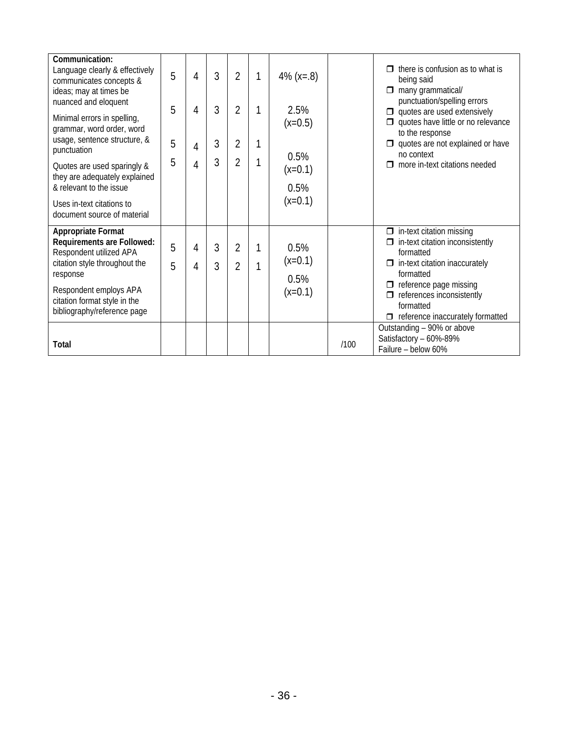| | | | | | | | | |
|---|---|---|---|---|---|---|---|---|
| **Communication:**<br>Language clearly & effectively communicates concepts & ideas; may at times be nuanced and eloquent<br>Minimal errors in spelling, grammar, word order, word usage, sentence structure, & punctuation<br>Quotes are used sparingly & they are adequately explained & relevant to the issue<br>Uses in-text citations to document source of material | 5<br>5<br>5<br>5 | 4<br>4<br>4<br>4 | 3<br>3<br>3<br>3 | 2<br>2<br>2<br>2 | 1<br>1<br>1<br>1 | 4% (x=.8)<br>2.5% (x=0.5)<br>0.5% (x=0.1)<br>0.5% (x=0.1) | | ❒ there is confusion as to what is being said<br>❒ many grammatical/ punctuation/spelling errors<br>❒ quotes are used extensively<br>❒ quotes have little or no relevance to the response<br>❒ quotes are not explained or have no context<br>❒ more in-text citations needed |
| **Appropriate Format Requirements are Followed:**<br>Respondent utilized APA citation style throughout the response<br>Respondent employs APA citation format style in the bibliography/reference page | 5<br>5 | 4<br>4 | 3<br>3 | 2<br>2 | 1<br>1 | 0.5% (x=0.1)<br>0.5% (x=0.1) | | ❒ in-text citation missing<br>❒ in-text citation inconsistently formatted<br>❒ in-text citation inaccurately formatted<br>❒ reference page missing<br>❒ references inconsistently formatted<br>❒ reference inaccurately formatted |
| **Total** | | | | | | | /100 | Outstanding – 90% or above<br>Satisfactory – 60%-89%<br>Failure – below 60% |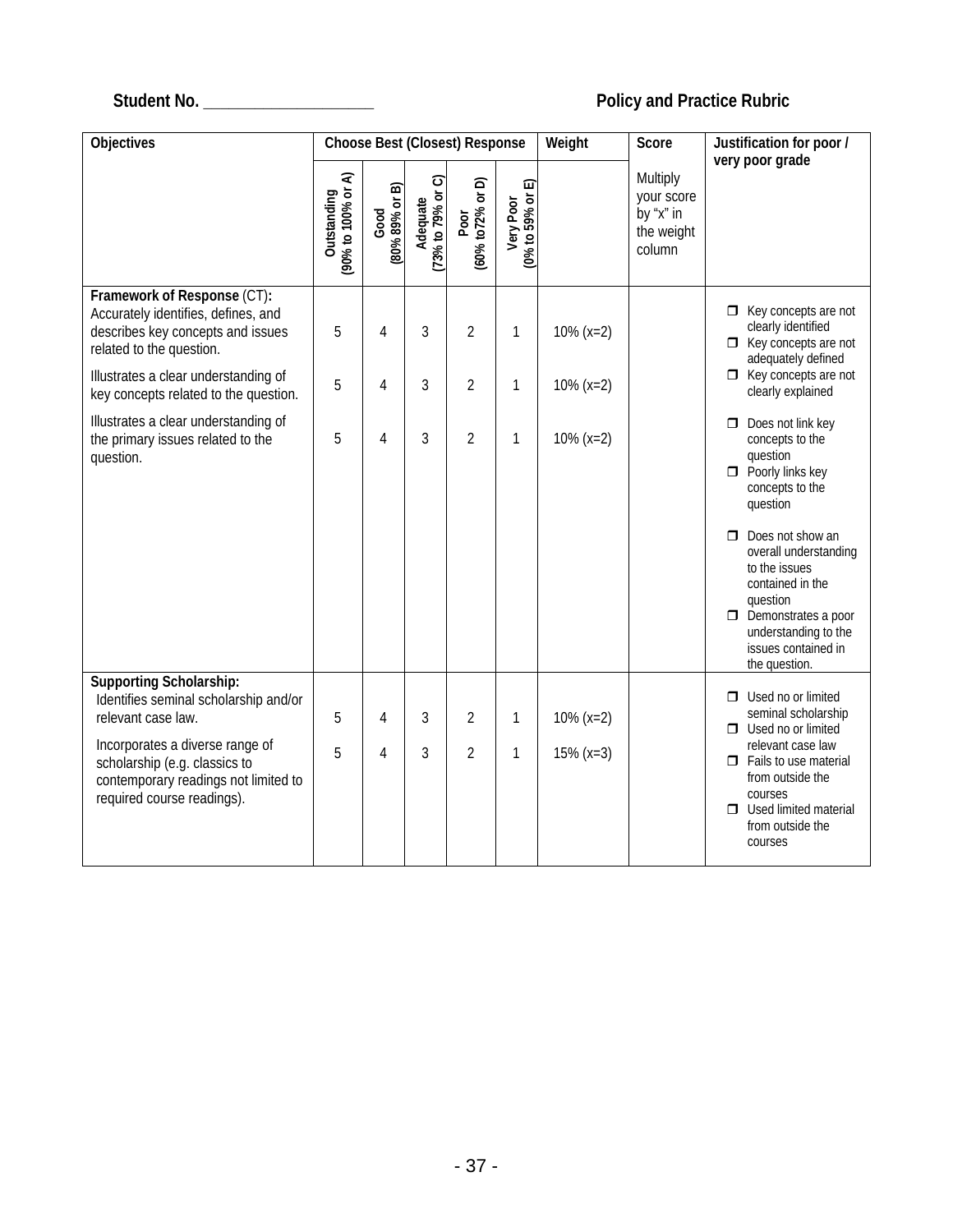**Student No. ___________________** **Policy and Practice Rubric**

| Objectives | Choose Best (Closest) Response | | | | | Weight | Score | Justification for poor / very poor grade |
|---|---|---|---|---|---|---|---|---|
| | Outstanding (90% to 100% or A) | Good (80% 89% or B) | Adequate (73% to 79% or C) | Poor (60% to72% or D) | Very Poor (0% to 59% or E) | | Multiply your score by "x" in the weight column | |
| **Framework of Response** (CT)**:** Accurately identifies, defines, and describes key concepts and issues related to the question. | 5 | 4 | 3 | 2 | 1 | 10% (x=2) | | ❒ Key concepts are not clearly identified<br>❒ Key concepts are not adequately defined<br>❒ Key concepts are not clearly explained |
| Illustrates a clear understanding of key concepts related to the question. | 5 | 4 | 3 | 2 | 1 | 10% (x=2) | | ❒ Does not link key concepts to the question<br>❒ Poorly links key concepts to the question |
| Illustrates a clear understanding of the primary issues related to the question. | 5 | 4 | 3 | 2 | 1 | 10% (x=2) | | ❒ Does not show an overall understanding to the issues contained in the question<br>❒ Demonstrates a poor understanding to the issues contained in the question. |
| **Supporting Scholarship:** Identifies seminal scholarship and/or relevant case law. | 5 | 4 | 3 | 2 | 1 | 10% (x=2) | | ❒ Used no or limited seminal scholarship<br>❒ Used no or limited relevant case law |
| Incorporates a diverse range of scholarship (e.g. classics to contemporary readings not limited to required course readings). | 5 | 4 | 3 | 2 | 1 | 15% (x=3) | | ❒ Fails to use material from outside the courses<br>❒ Used limited material from outside the courses |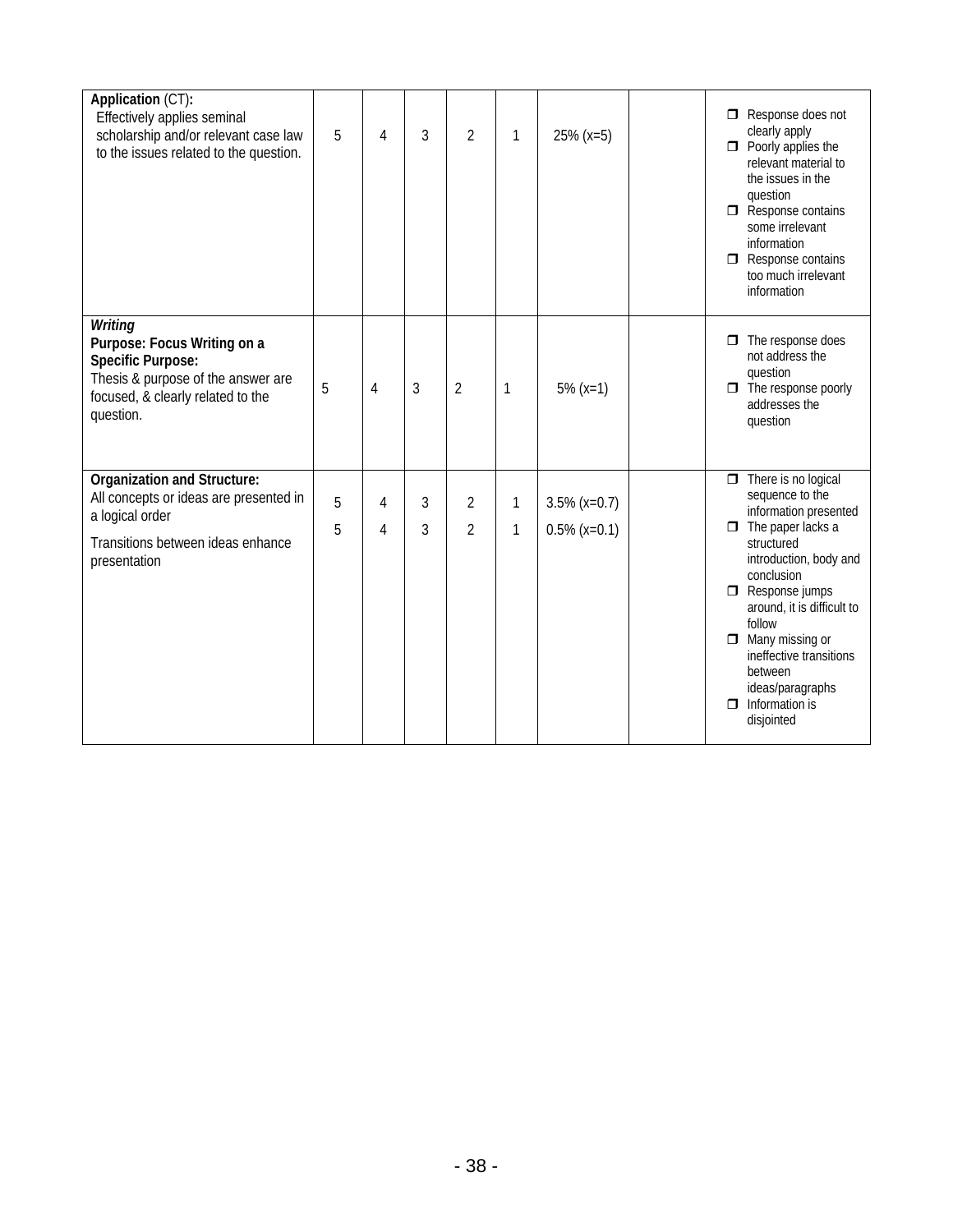| | | | | | | | | |
|---|---|---|---|---|---|---|---|---|
| **Application** (CT)**:** Effectively applies seminal scholarship and/or relevant case law to the issues related to the question. | 5 | 4 | 3 | 2 | 1 | 25% (x=5) | | ❒ Response does not clearly apply<br>❒ Poorly applies the relevant material to the issues in the question<br>❒ Response contains some irrelevant information<br>❒ Response contains too much irrelevant information |
| ***Writing***<br>**Purpose: Focus Writing on a Specific Purpose:**<br>Thesis & purpose of the answer are focused, & clearly related to the question. | 5 | 4 | 3 | 2 | 1 | 5% (x=1) | | ❒ The response does not address the question<br>❒ The response poorly addresses the question |
| **Organization and Structure:**<br>All concepts or ideas are presented in a logical order<br>Transitions between ideas enhance presentation | 5<br>5 | 4<br>4 | 3<br>3 | 2<br>2 | 1<br>1 | 3.5% (x=0.7)<br>0.5% (x=0.1) | | ❒ There is no logical sequence to the information presented<br>❒ The paper lacks a structured introduction, body and conclusion<br>❒ Response jumps around, it is difficult to follow<br>❒ Many missing or ineffective transitions between ideas/paragraphs<br>❒ Information is disjointed |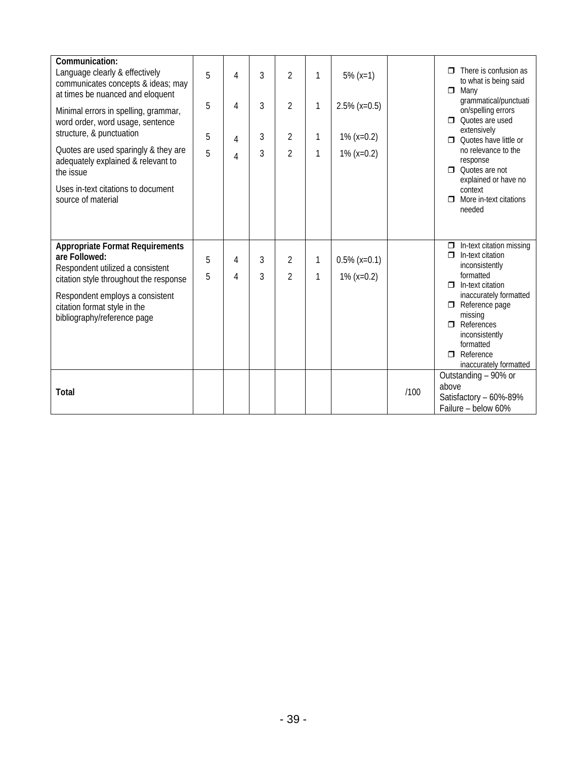| | | | | | | | | |
|---|---|---|---|---|---|---|---|---|
| **Communication:**<br>Language clearly & effectively communicates concepts & ideas; may at times be nuanced and eloquent<br>Minimal errors in spelling, grammar, word order, word usage, sentence structure, & punctuation<br>Quotes are used sparingly & they are adequately explained & relevant to the issue<br>Uses in-text citations to document source of material | 5<br>5<br>5<br>5 | 4<br>4<br>4<br>4 | 3<br>3<br>3<br>3 | 2<br>2<br>2<br>2 | 1<br>1<br>1<br>1 | 5% (x=1)<br>2.5% (x=0.5)<br>1% (x=0.2)<br>1% (x=0.2) | | ❒ There is confusion as to what is being said<br>❒ Many grammatical/punctuation/spelling errors<br>❒ Quotes are used extensively<br>❒ Quotes have little or no relevance to the response<br>❒ Quotes are not explained or have no context<br>❒ More in-text citations needed |
| **Appropriate Format Requirements are Followed:**<br>Respondent utilized a consistent citation style throughout the response<br>Respondent employs a consistent citation format style in the bibliography/reference page | 5<br>5 | 4<br>4 | 3<br>3 | 2<br>2 | 1<br>1 | 0.5% (x=0.1)<br>1% (x=0.2) | | ❒ In-text citation missing<br>❒ In-text citation inconsistently formatted<br>❒ In-text citation inaccurately formatted<br>❒ Reference page missing<br>❒ References inconsistently formatted<br>❒ Reference inaccurately formatted |
| **Total** | | | | | | | /100 | Outstanding – 90% or above<br>Satisfactory – 60%-89%<br>Failure – below 60% |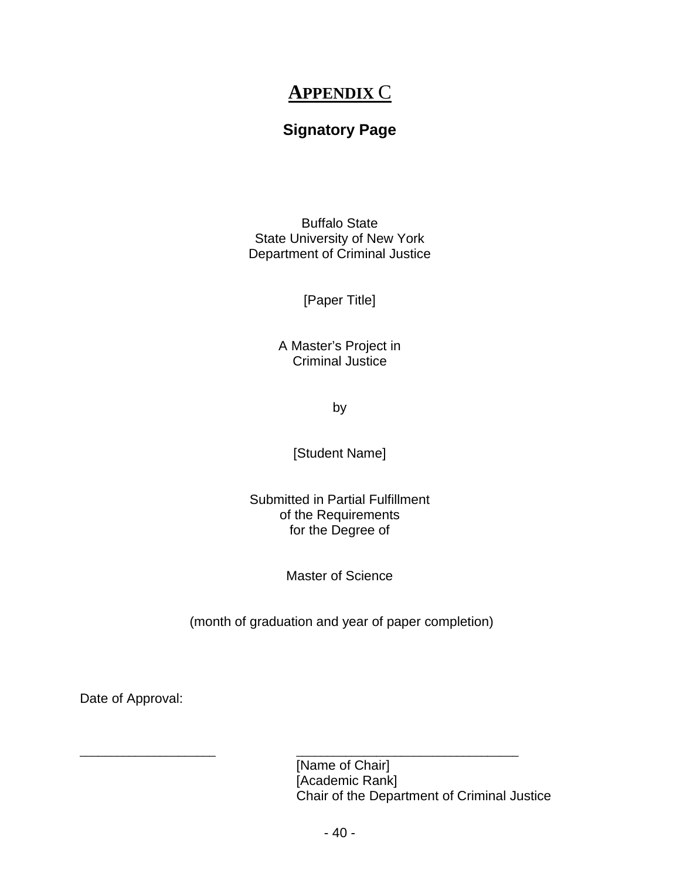# APPENDIX C

## Signatory Page

Buffalo State  
State University of New York  
Department of Criminal Justice

[Paper Title]

A Master's Project in  
Criminal Justice

by

[Student Name]

Submitted in Partial Fulfillment  
of the Requirements  
for the Degree of

Master of Science

(month of graduation and year of paper completion)

Date of Approval:

\_\_\_\_\_\_\_\_\_\_\_\_\_\_\_\_\_\_\_\_ \_\_\_\_\_\_\_\_\_\_\_\_\_\_\_\_\_\_\_\_\_\_\_\_\_\_\_\_\_\_\_\_\_\_

[Name of Chair]  
[Academic Rank]  
Chair of the Department of Criminal Justice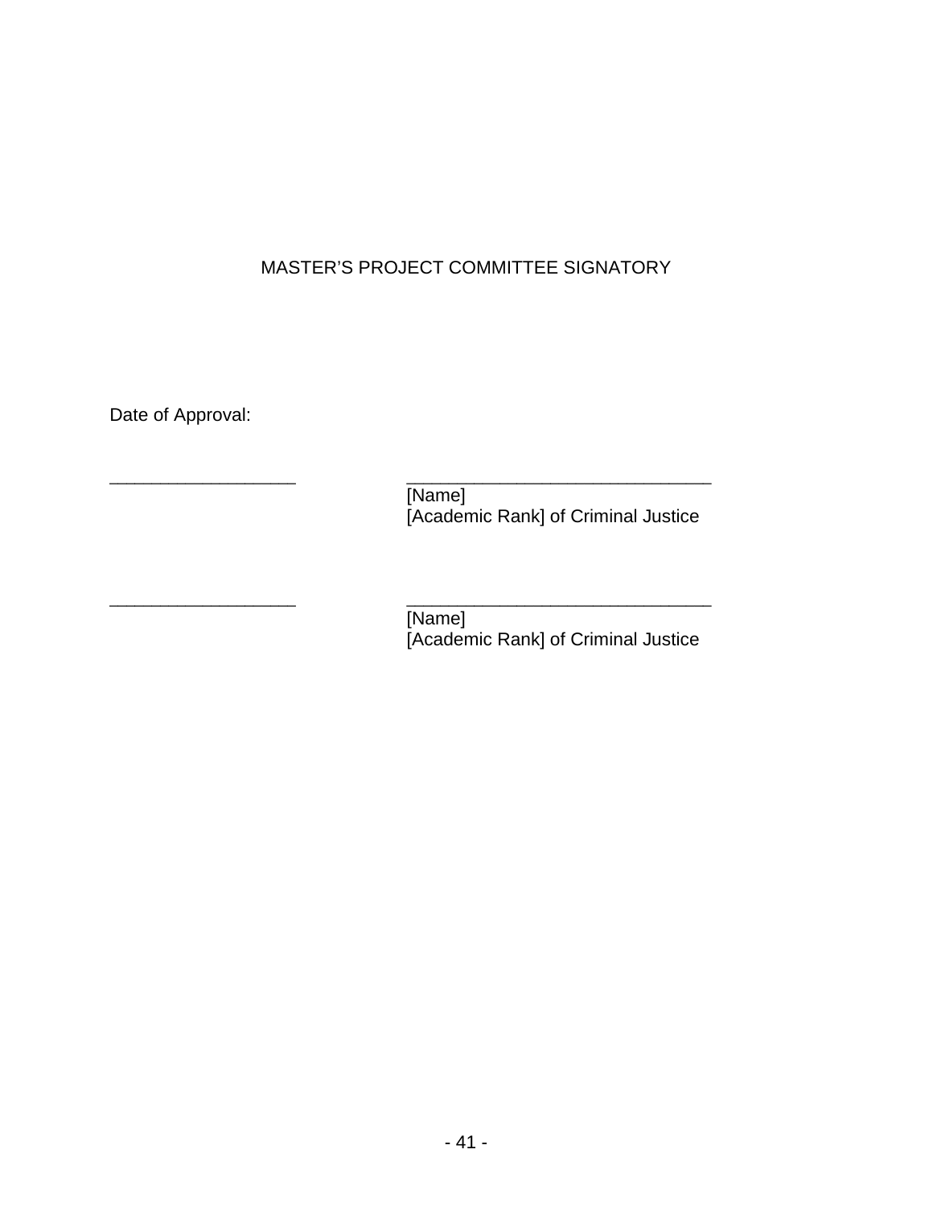MASTER'S PROJECT COMMITTEE SIGNATORY

Date of Approval:

___________________ ______________________________
[Name]
[Academic Rank] of Criminal Justice

___________________ ______________________________
[Name]
[Academic Rank] of Criminal Justice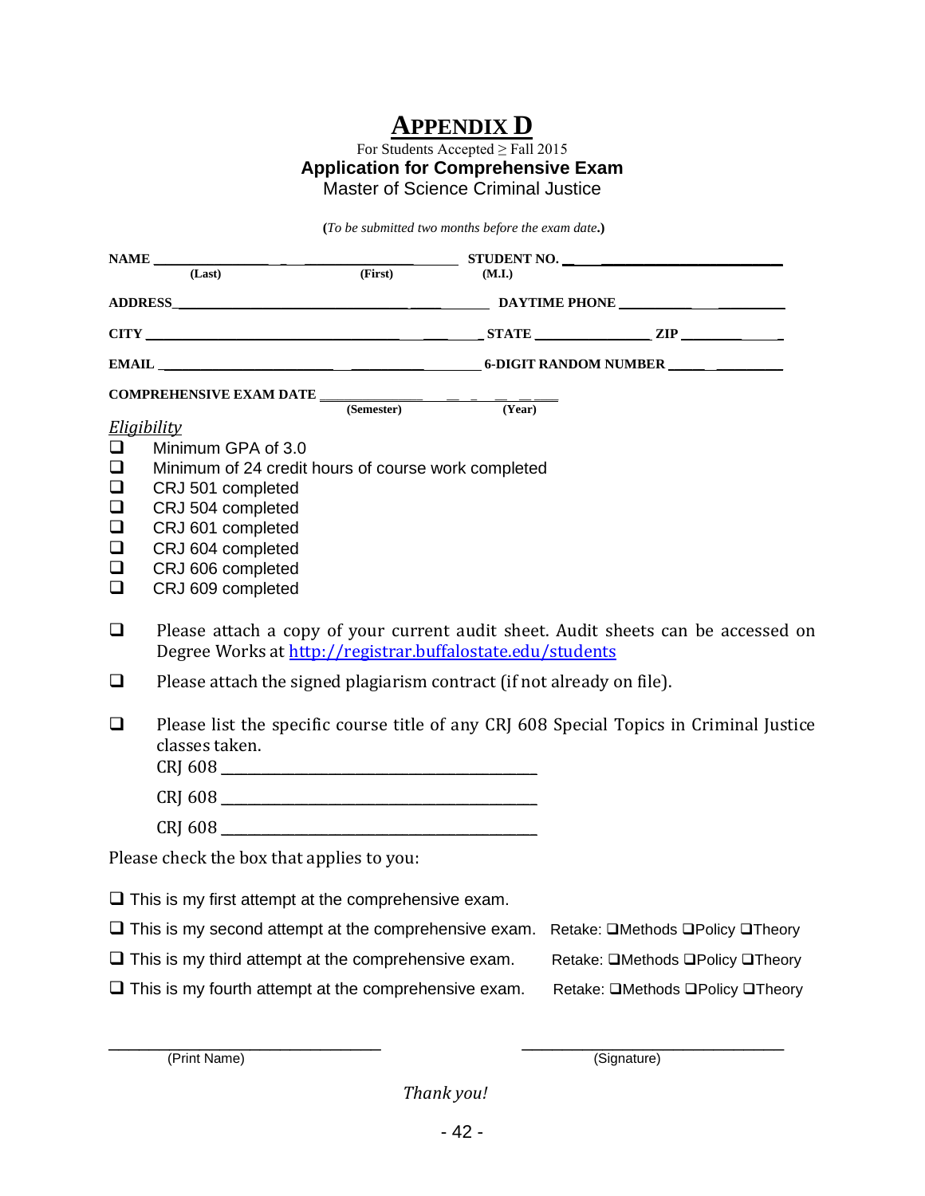# APPENDIX D

For Students Accepted ≥ Fall 2015

**Application for Comprehensive Exam**

Master of Science Criminal Justice

(*To be submitted two months before the exam date.*)

**NAME** ______________________________ (Last) (First) (M.I.) **STUDENT NO.** ______________________________

**ADDRESS** ______________________________ **DAYTIME PHONE** ______________________________

**CITY** ______________________________ **STATE** ______________ **ZIP** ______________

**EMAIL** ______________________________ **6-DIGIT RANDOM NUMBER** ______________

**COMPREHENSIVE EXAM DATE** ______________________________ (Semester) (Year)

*Eligibility*

- ❑ Minimum GPA of 3.0
- ❑ Minimum of 24 credit hours of course work completed
- ❑ CRJ 501 completed
- ❑ CRJ 504 completed
- ❑ CRJ 601 completed
- ❑ CRJ 604 completed
- ❑ CRJ 606 completed
- ❑ CRJ 609 completed

- ❑ Please attach a copy of your current audit sheet. Audit sheets can be accessed on Degree Works at [http://registrar.buffalostate.edu/students](http://registrar.buffalostate.edu/students)
- ❑ Please attach the signed plagiarism contract (if not already on file).
- ❑ Please list the specific course title of any CRJ 608 Special Topics in Criminal Justice classes taken.

  CRJ 608 ______________________________

  CRJ 608 ______________________________

  CRJ 608 ______________________________

Please check the box that applies to you:

- ❑ This is my first attempt at the comprehensive exam.
- ❑ This is my second attempt at the comprehensive exam. Retake: ❑Methods ❑Policy ❑Theory
- ❑ This is my third attempt at the comprehensive exam. Retake: ❑Methods ❑Policy ❑Theory
- ❑ This is my fourth attempt at the comprehensive exam. Retake: ❑Methods ❑Policy ❑Theory

______________________________ (Print Name)

______________________________ (Signature)

*Thank you!*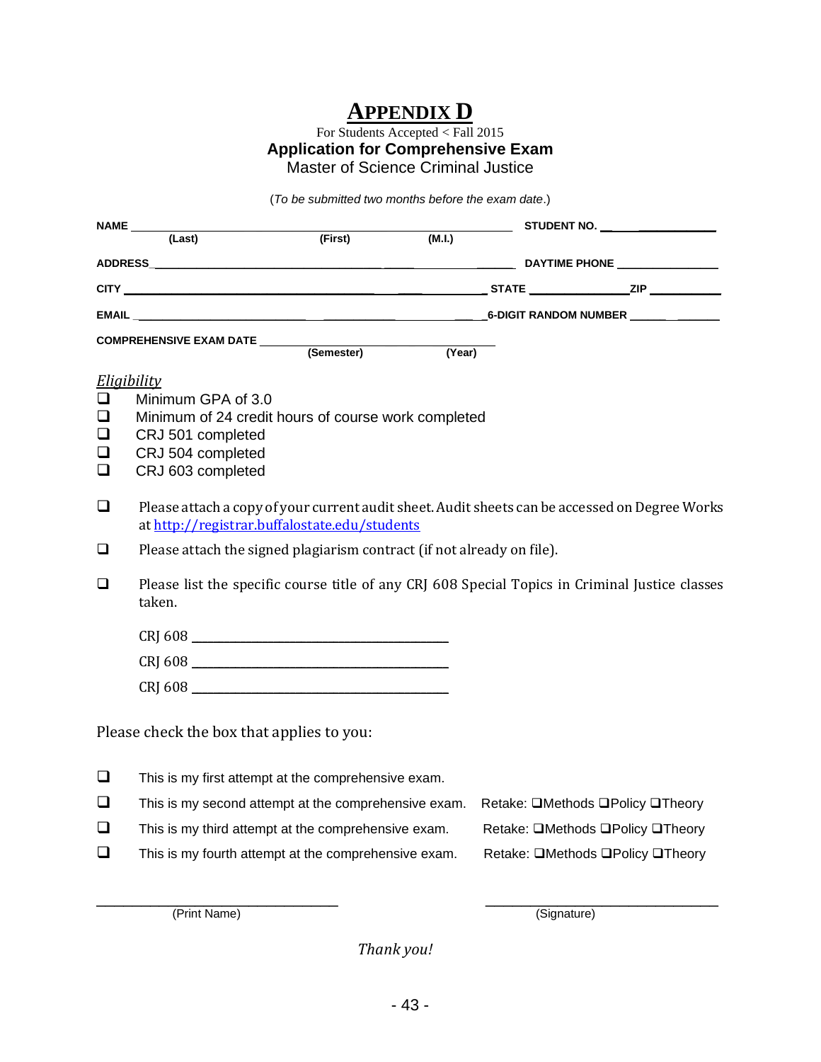# APPENDIX D

For Students Accepted < Fall 2015

**Application for Comprehensive Exam**

Master of Science Criminal Justice

(*To be submitted two months before the exam date*.)

**NAME** ____________________________________________ **STUDENT NO.** ______________
**(Last)** **(First)** **(M.I.)**

**ADDRESS** ____________________________________________ **DAYTIME PHONE** ______________

**CITY** ____________________________________________ **STATE** ______________ **ZIP** __________

**EMAIL** ____________________________________________ **6-DIGIT RANDOM NUMBER** ______________

**COMPREHENSIVE EXAM DATE** ____________________________
**(Semester)** **(Year)**

*Eligibility*

- ❑ Minimum GPA of 3.0
- ❑ Minimum of 24 credit hours of course work completed
- ❑ CRJ 501 completed
- ❑ CRJ 504 completed
- ❑ CRJ 603 completed

- ❑ Please attach a copy of your current audit sheet. Audit sheets can be accessed on Degree Works at http://registrar.buffalostate.edu/students
- ❑ Please attach the signed plagiarism contract (if not already on file).
- ❑ Please list the specific course title of any CRJ 608 Special Topics in Criminal Justice classes taken.

CRJ 608 ____________________________

CRJ 608 ____________________________

CRJ 608 ____________________________

Please check the box that applies to you:

- ❑ This is my first attempt at the comprehensive exam.
- ❑ This is my second attempt at the comprehensive exam. Retake: ❑Methods ❑Policy ❑Theory
- ❑ This is my third attempt at the comprehensive exam. Retake: ❑Methods ❑Policy ❑Theory
- ❑ This is my fourth attempt at the comprehensive exam. Retake: ❑Methods ❑Policy ❑Theory

____________________________ ____________________________
(Print Name) (Signature)

*Thank you!*